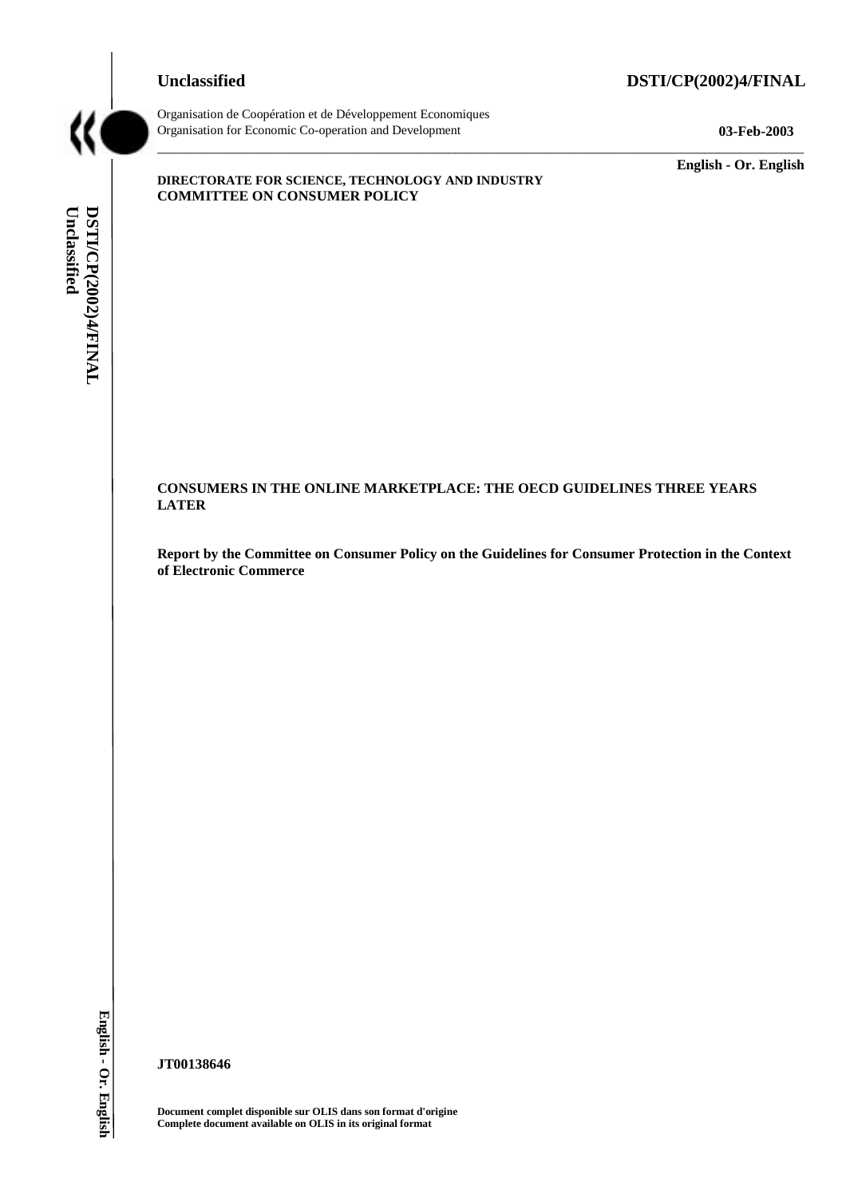**Unclassified** **DSTI/CP(2002)4/FINAL**

Organisation de Coopération et de Développement Economiques
Organisation for Economic Co-operation and Development **03-Feb-2003**

**English - Or. English**

**DIRECTORATE FOR SCIENCE, TECHNOLOGY AND INDUSTRY**
**COMMITTEE ON CONSUMER POLICY**

# CONSUMERS IN THE ONLINE MARKETPLACE: THE OECD GUIDELINES THREE YEARS LATER

**Report by the Committee on Consumer Policy on the Guidelines for Consumer Protection in the Context of Electronic Commerce**

**JT00138646**

**Document complet disponible sur OLIS dans son format d'origine**
**Complete document available on OLIS in its original format**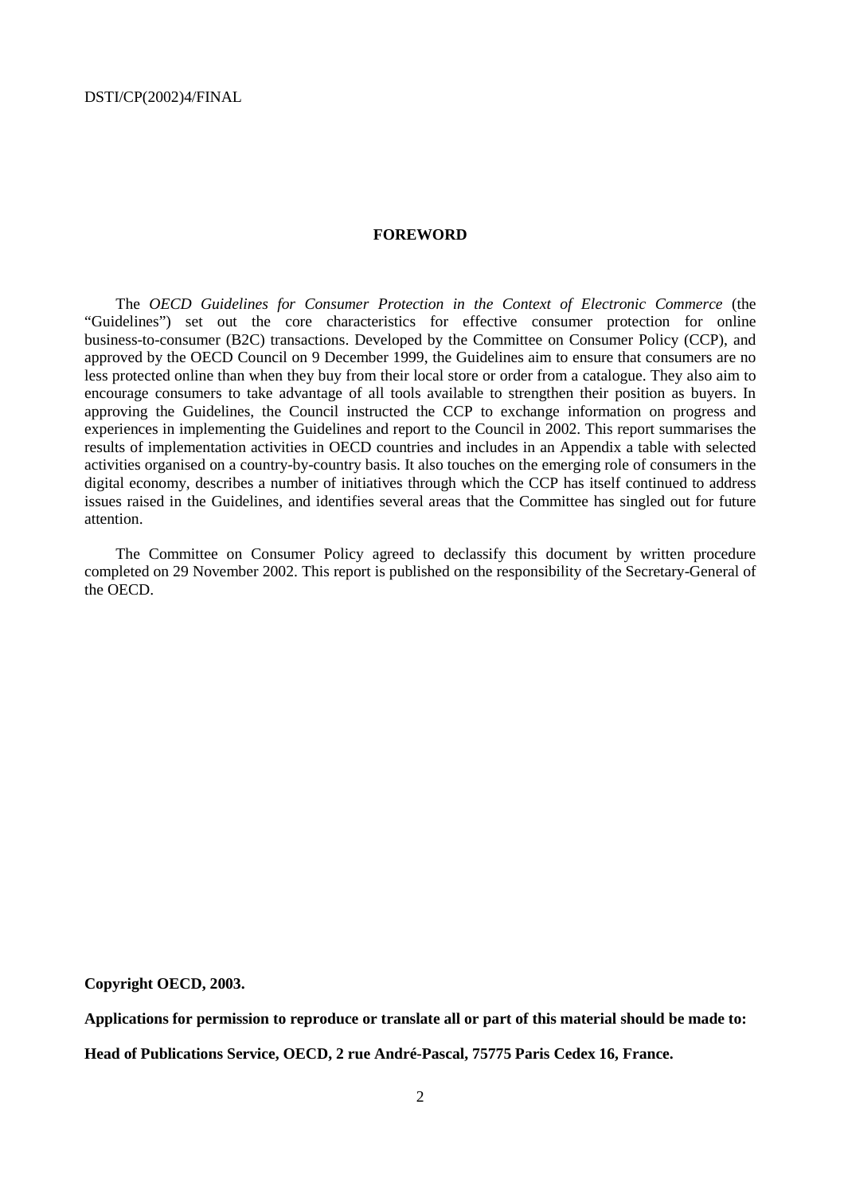## FOREWORD

The *OECD Guidelines for Consumer Protection in the Context of Electronic Commerce* (the "Guidelines") set out the core characteristics for effective consumer protection for online business-to-consumer (B2C) transactions. Developed by the Committee on Consumer Policy (CCP), and approved by the OECD Council on 9 December 1999, the Guidelines aim to ensure that consumers are no less protected online than when they buy from their local store or order from a catalogue. They also aim to encourage consumers to take advantage of all tools available to strengthen their position as buyers. In approving the Guidelines, the Council instructed the CCP to exchange information on progress and experiences in implementing the Guidelines and report to the Council in 2002. This report summarises the results of implementation activities in OECD countries and includes in an Appendix a table with selected activities organised on a country-by-country basis. It also touches on the emerging role of consumers in the digital economy, describes a number of initiatives through which the CCP has itself continued to address issues raised in the Guidelines, and identifies several areas that the Committee has singled out for future attention.

The Committee on Consumer Policy agreed to declassify this document by written procedure completed on 29 November 2002. This report is published on the responsibility of the Secretary-General of the OECD.

**Copyright OECD, 2003.**

**Applications for permission to reproduce or translate all or part of this material should be made to:**

**Head of Publications Service, OECD, 2 rue André-Pascal, 75775 Paris Cedex 16, France.**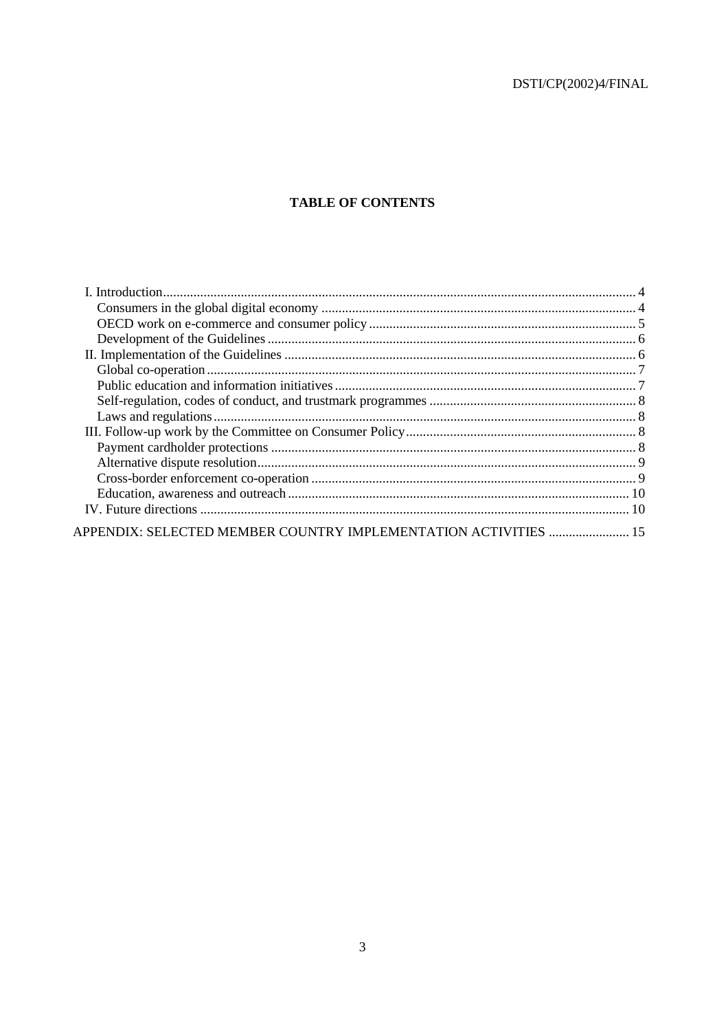## TABLE OF CONTENTS

- I. Introduction .......... 4
  - Consumers in the global digital economy .......... 4
  - OECD work on e-commerce and consumer policy .......... 5
  - Development of the Guidelines .......... 6
- II. Implementation of the Guidelines .......... 6
  - Global co-operation .......... 7
  - Public education and information initiatives .......... 7
  - Self-regulation, codes of conduct, and trustmark programmes .......... 8
  - Laws and regulations .......... 8
- III. Follow-up work by the Committee on Consumer Policy .......... 8
  - Payment cardholder protections .......... 8
  - Alternative dispute resolution .......... 9
  - Cross-border enforcement co-operation .......... 9
  - Education, awareness and outreach .......... 10
- IV. Future directions .......... 10

APPENDIX: SELECTED MEMBER COUNTRY IMPLEMENTATION ACTIVITIES .......... 15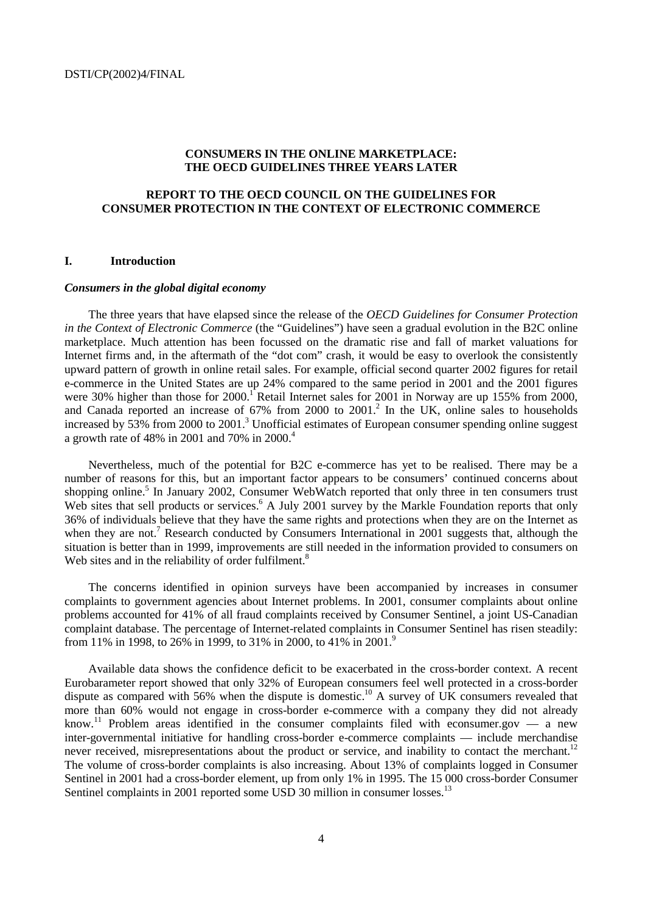**CONSUMERS IN THE ONLINE MARKETPLACE: THE OECD GUIDELINES THREE YEARS LATER**

**REPORT TO THE OECD COUNCIL ON THE GUIDELINES FOR CONSUMER PROTECTION IN THE CONTEXT OF ELECTRONIC COMMERCE**

## I. Introduction

### *Consumers in the global digital economy*

The three years that have elapsed since the release of the *OECD Guidelines for Consumer Protection in the Context of Electronic Commerce* (the "Guidelines") have seen a gradual evolution in the B2C online marketplace. Much attention has been focussed on the dramatic rise and fall of market valuations for Internet firms and, in the aftermath of the "dot com" crash, it would be easy to overlook the consistently upward pattern of growth in online retail sales. For example, official second quarter 2002 figures for retail e-commerce in the United States are up 24% compared to the same period in 2001 and the 2001 figures were 30% higher than those for 2000.[1] Retail Internet sales for 2001 in Norway are up 155% from 2000, and Canada reported an increase of 67% from 2000 to 2001.[2] In the UK, online sales to households increased by 53% from 2000 to 2001.[3] Unofficial estimates of European consumer spending online suggest a growth rate of 48% in 2001 and 70% in 2000.[4]

Nevertheless, much of the potential for B2C e-commerce has yet to be realised. There may be a number of reasons for this, but an important factor appears to be consumers' continued concerns about shopping online.[5] In January 2002, Consumer WebWatch reported that only three in ten consumers trust Web sites that sell products or services.[6] A July 2001 survey by the Markle Foundation reports that only 36% of individuals believe that they have the same rights and protections when they are on the Internet as when they are not.[7] Research conducted by Consumers International in 2001 suggests that, although the situation is better than in 1999, improvements are still needed in the information provided to consumers on Web sites and in the reliability of order fulfilment.[8]

The concerns identified in opinion surveys have been accompanied by increases in consumer complaints to government agencies about Internet problems. In 2001, consumer complaints about online problems accounted for 41% of all fraud complaints received by Consumer Sentinel, a joint US-Canadian complaint database. The percentage of Internet-related complaints in Consumer Sentinel has risen steadily: from 11% in 1998, to 26% in 1999, to 31% in 2000, to 41% in 2001.[9]

Available data shows the confidence deficit to be exacerbated in the cross-border context. A recent Eurobarameter report showed that only 32% of European consumers feel well protected in a cross-border dispute as compared with 56% when the dispute is domestic.[10] A survey of UK consumers revealed that more than 60% would not engage in cross-border e-commerce with a company they did not already know.[11] Problem areas identified in the consumer complaints filed with econsumer.gov — a new inter-governmental initiative for handling cross-border e-commerce complaints — include merchandise never received, misrepresentations about the product or service, and inability to contact the merchant.[12] The volume of cross-border complaints is also increasing. About 13% of complaints logged in Consumer Sentinel in 2001 had a cross-border element, up from only 1% in 1995. The 15 000 cross-border Consumer Sentinel complaints in 2001 reported some USD 30 million in consumer losses.[13]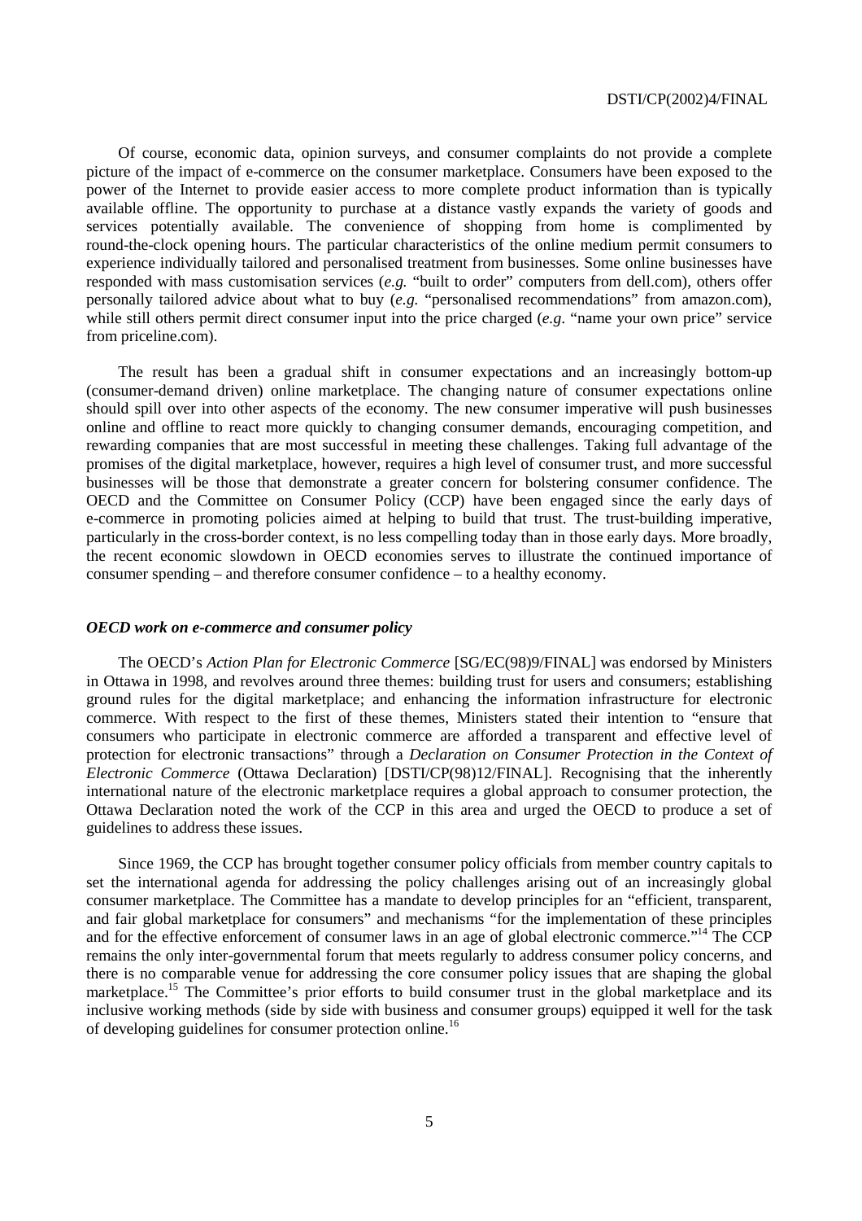Of course, economic data, opinion surveys, and consumer complaints do not provide a complete picture of the impact of e-commerce on the consumer marketplace. Consumers have been exposed to the power of the Internet to provide easier access to more complete product information than is typically available offline. The opportunity to purchase at a distance vastly expands the variety of goods and services potentially available. The convenience of shopping from home is complimented by round-the-clock opening hours. The particular characteristics of the online medium permit consumers to experience individually tailored and personalised treatment from businesses. Some online businesses have responded with mass customisation services (*e.g.* "built to order" computers from dell.com), others offer personally tailored advice about what to buy (*e.g.* "personalised recommendations" from amazon.com), while still others permit direct consumer input into the price charged (*e.g*. "name your own price" service from priceline.com).

The result has been a gradual shift in consumer expectations and an increasingly bottom-up (consumer-demand driven) online marketplace. The changing nature of consumer expectations online should spill over into other aspects of the economy. The new consumer imperative will push businesses online and offline to react more quickly to changing consumer demands, encouraging competition, and rewarding companies that are most successful in meeting these challenges. Taking full advantage of the promises of the digital marketplace, however, requires a high level of consumer trust, and more successful businesses will be those that demonstrate a greater concern for bolstering consumer confidence. The OECD and the Committee on Consumer Policy (CCP) have been engaged since the early days of e-commerce in promoting policies aimed at helping to build that trust. The trust-building imperative, particularly in the cross-border context, is no less compelling today than in those early days. More broadly, the recent economic slowdown in OECD economies serves to illustrate the continued importance of consumer spending – and therefore consumer confidence – to a healthy economy.

### *OECD work on e-commerce and consumer policy*

The OECD's *Action Plan for Electronic Commerce* [SG/EC(98)9/FINAL] was endorsed by Ministers in Ottawa in 1998, and revolves around three themes: building trust for users and consumers; establishing ground rules for the digital marketplace; and enhancing the information infrastructure for electronic commerce. With respect to the first of these themes, Ministers stated their intention to "ensure that consumers who participate in electronic commerce are afforded a transparent and effective level of protection for electronic transactions" through a *Declaration on Consumer Protection in the Context of Electronic Commerce* (Ottawa Declaration) [DSTI/CP(98)12/FINAL]. Recognising that the inherently international nature of the electronic marketplace requires a global approach to consumer protection, the Ottawa Declaration noted the work of the CCP in this area and urged the OECD to produce a set of guidelines to address these issues.

Since 1969, the CCP has brought together consumer policy officials from member country capitals to set the international agenda for addressing the policy challenges arising out of an increasingly global consumer marketplace. The Committee has a mandate to develop principles for an "efficient, transparent, and fair global marketplace for consumers" and mechanisms "for the implementation of these principles and for the effective enforcement of consumer laws in an age of global electronic commerce."[14] The CCP remains the only inter-governmental forum that meets regularly to address consumer policy concerns, and there is no comparable venue for addressing the core consumer policy issues that are shaping the global marketplace.[15] The Committee's prior efforts to build consumer trust in the global marketplace and its inclusive working methods (side by side with business and consumer groups) equipped it well for the task of developing guidelines for consumer protection online.[16]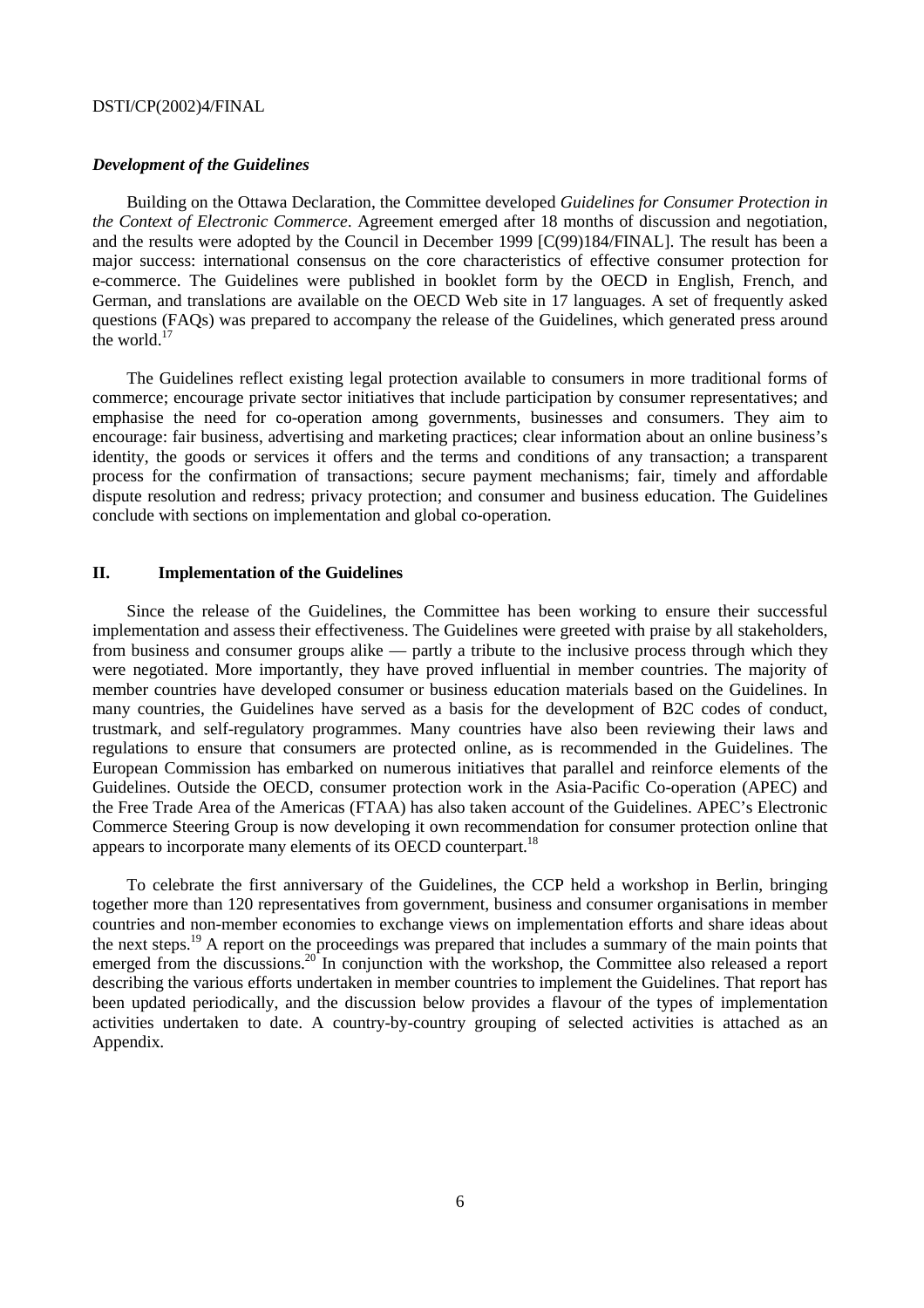### *Development of the Guidelines*

Building on the Ottawa Declaration, the Committee developed *Guidelines for Consumer Protection in the Context of Electronic Commerce*. Agreement emerged after 18 months of discussion and negotiation, and the results were adopted by the Council in December 1999 [C(99)184/FINAL]. The result has been a major success: international consensus on the core characteristics of effective consumer protection for e-commerce. The Guidelines were published in booklet form by the OECD in English, French, and German, and translations are available on the OECD Web site in 17 languages. A set of frequently asked questions (FAQs) was prepared to accompany the release of the Guidelines, which generated press around the world.[17]

The Guidelines reflect existing legal protection available to consumers in more traditional forms of commerce; encourage private sector initiatives that include participation by consumer representatives; and emphasise the need for co-operation among governments, businesses and consumers. They aim to encourage: fair business, advertising and marketing practices; clear information about an online business's identity, the goods or services it offers and the terms and conditions of any transaction; a transparent process for the confirmation of transactions; secure payment mechanisms; fair, timely and affordable dispute resolution and redress; privacy protection; and consumer and business education. The Guidelines conclude with sections on implementation and global co-operation.

## II. Implementation of the Guidelines

Since the release of the Guidelines, the Committee has been working to ensure their successful implementation and assess their effectiveness. The Guidelines were greeted with praise by all stakeholders, from business and consumer groups alike — partly a tribute to the inclusive process through which they were negotiated. More importantly, they have proved influential in member countries. The majority of member countries have developed consumer or business education materials based on the Guidelines. In many countries, the Guidelines have served as a basis for the development of B2C codes of conduct, trustmark, and self-regulatory programmes. Many countries have also been reviewing their laws and regulations to ensure that consumers are protected online, as is recommended in the Guidelines. The European Commission has embarked on numerous initiatives that parallel and reinforce elements of the Guidelines. Outside the OECD, consumer protection work in the Asia-Pacific Co-operation (APEC) and the Free Trade Area of the Americas (FTAA) has also taken account of the Guidelines. APEC's Electronic Commerce Steering Group is now developing it own recommendation for consumer protection online that appears to incorporate many elements of its OECD counterpart.[18]

To celebrate the first anniversary of the Guidelines, the CCP held a workshop in Berlin, bringing together more than 120 representatives from government, business and consumer organisations in member countries and non-member economies to exchange views on implementation efforts and share ideas about the next steps.[19] A report on the proceedings was prepared that includes a summary of the main points that emerged from the discussions.[20] In conjunction with the workshop, the Committee also released a report describing the various efforts undertaken in member countries to implement the Guidelines. That report has been updated periodically, and the discussion below provides a flavour of the types of implementation activities undertaken to date. A country-by-country grouping of selected activities is attached as an Appendix.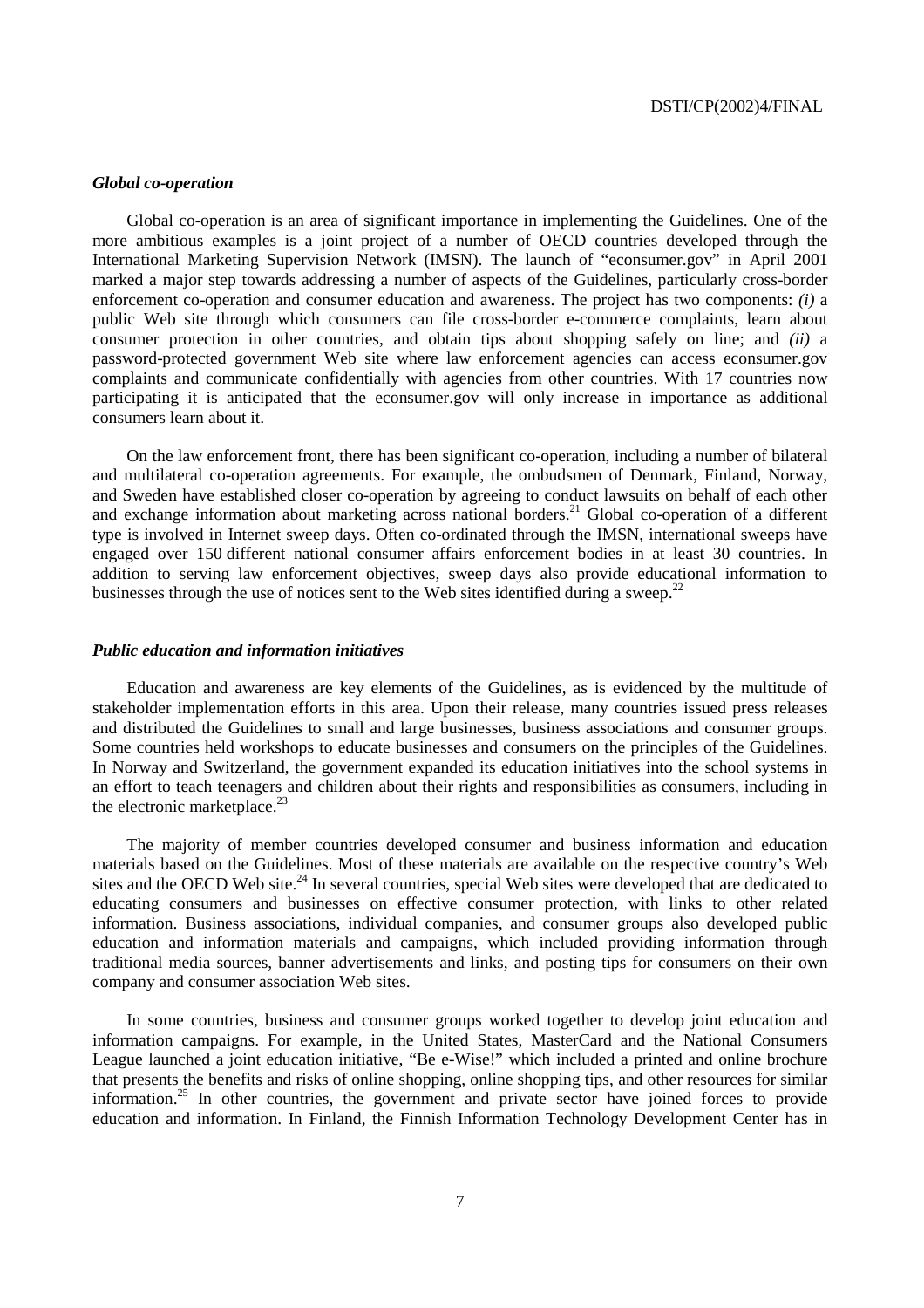### *Global co-operation*

Global co-operation is an area of significant importance in implementing the Guidelines. One of the more ambitious examples is a joint project of a number of OECD countries developed through the International Marketing Supervision Network (IMSN). The launch of "econsumer.gov" in April 2001 marked a major step towards addressing a number of aspects of the Guidelines, particularly cross-border enforcement co-operation and consumer education and awareness. The project has two components: *(i)* a public Web site through which consumers can file cross-border e-commerce complaints, learn about consumer protection in other countries, and obtain tips about shopping safely on line; and *(ii)* a password-protected government Web site where law enforcement agencies can access econsumer.gov complaints and communicate confidentially with agencies from other countries. With 17 countries now participating it is anticipated that the econsumer.gov will only increase in importance as additional consumers learn about it.

On the law enforcement front, there has been significant co-operation, including a number of bilateral and multilateral co-operation agreements. For example, the ombudsmen of Denmark, Finland, Norway, and Sweden have established closer co-operation by agreeing to conduct lawsuits on behalf of each other and exchange information about marketing across national borders.[21] Global co-operation of a different type is involved in Internet sweep days. Often co-ordinated through the IMSN, international sweeps have engaged over 150 different national consumer affairs enforcement bodies in at least 30 countries. In addition to serving law enforcement objectives, sweep days also provide educational information to businesses through the use of notices sent to the Web sites identified during a sweep.[22]

### *Public education and information initiatives*

Education and awareness are key elements of the Guidelines, as is evidenced by the multitude of stakeholder implementation efforts in this area. Upon their release, many countries issued press releases and distributed the Guidelines to small and large businesses, business associations and consumer groups. Some countries held workshops to educate businesses and consumers on the principles of the Guidelines. In Norway and Switzerland, the government expanded its education initiatives into the school systems in an effort to teach teenagers and children about their rights and responsibilities as consumers, including in the electronic marketplace.[23]

The majority of member countries developed consumer and business information and education materials based on the Guidelines. Most of these materials are available on the respective country's Web sites and the OECD Web site.[24] In several countries, special Web sites were developed that are dedicated to educating consumers and businesses on effective consumer protection, with links to other related information. Business associations, individual companies, and consumer groups also developed public education and information materials and campaigns, which included providing information through traditional media sources, banner advertisements and links, and posting tips for consumers on their own company and consumer association Web sites.

In some countries, business and consumer groups worked together to develop joint education and information campaigns. For example, in the United States, MasterCard and the National Consumers League launched a joint education initiative, "Be e-Wise!" which included a printed and online brochure that presents the benefits and risks of online shopping, online shopping tips, and other resources for similar information.[25] In other countries, the government and private sector have joined forces to provide education and information. In Finland, the Finnish Information Technology Development Center has in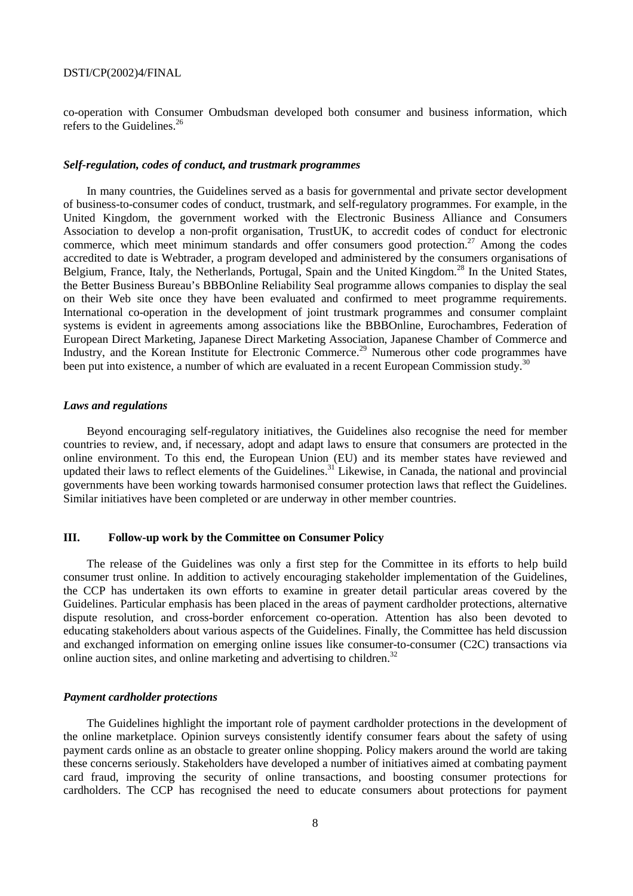co-operation with Consumer Ombudsman developed both consumer and business information, which refers to the Guidelines.[26]

### *Self-regulation, codes of conduct, and trustmark programmes*

In many countries, the Guidelines served as a basis for governmental and private sector development of business-to-consumer codes of conduct, trustmark, and self-regulatory programmes. For example, in the United Kingdom, the government worked with the Electronic Business Alliance and Consumers Association to develop a non-profit organisation, TrustUK, to accredit codes of conduct for electronic commerce, which meet minimum standards and offer consumers good protection.[27] Among the codes accredited to date is Webtrader, a program developed and administered by the consumers organisations of Belgium, France, Italy, the Netherlands, Portugal, Spain and the United Kingdom.[28] In the United States, the Better Business Bureau's BBBOnline Reliability Seal programme allows companies to display the seal on their Web site once they have been evaluated and confirmed to meet programme requirements. International co-operation in the development of joint trustmark programmes and consumer complaint systems is evident in agreements among associations like the BBBOnline, Eurochambres, Federation of European Direct Marketing, Japanese Direct Marketing Association, Japanese Chamber of Commerce and Industry, and the Korean Institute for Electronic Commerce.[29] Numerous other code programmes have been put into existence, a number of which are evaluated in a recent European Commission study.[30]

### *Laws and regulations*

Beyond encouraging self-regulatory initiatives, the Guidelines also recognise the need for member countries to review, and, if necessary, adopt and adapt laws to ensure that consumers are protected in the online environment. To this end, the European Union (EU) and its member states have reviewed and updated their laws to reflect elements of the Guidelines.[31] Likewise, in Canada, the national and provincial governments have been working towards harmonised consumer protection laws that reflect the Guidelines. Similar initiatives have been completed or are underway in other member countries.

## III. Follow-up work by the Committee on Consumer Policy

The release of the Guidelines was only a first step for the Committee in its efforts to help build consumer trust online. In addition to actively encouraging stakeholder implementation of the Guidelines, the CCP has undertaken its own efforts to examine in greater detail particular areas covered by the Guidelines. Particular emphasis has been placed in the areas of payment cardholder protections, alternative dispute resolution, and cross-border enforcement co-operation. Attention has also been devoted to educating stakeholders about various aspects of the Guidelines. Finally, the Committee has held discussion and exchanged information on emerging online issues like consumer-to-consumer (C2C) transactions via online auction sites, and online marketing and advertising to children.[32]

### *Payment cardholder protections*

The Guidelines highlight the important role of payment cardholder protections in the development of the online marketplace. Opinion surveys consistently identify consumer fears about the safety of using payment cards online as an obstacle to greater online shopping. Policy makers around the world are taking these concerns seriously. Stakeholders have developed a number of initiatives aimed at combating payment card fraud, improving the security of online transactions, and boosting consumer protections for cardholders. The CCP has recognised the need to educate consumers about protections for payment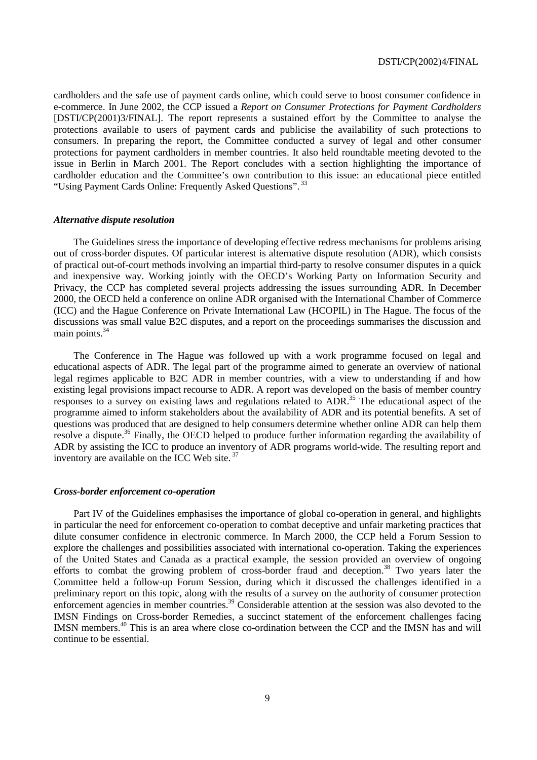cardholders and the safe use of payment cards online, which could serve to boost consumer confidence in e-commerce. In June 2002, the CCP issued a *Report on Consumer Protections for Payment Cardholders* [DSTI/CP(2001)3/FINAL]. The report represents a sustained effort by the Committee to analyse the protections available to users of payment cards and publicise the availability of such protections to consumers. In preparing the report, the Committee conducted a survey of legal and other consumer protections for payment cardholders in member countries. It also held roundtable meeting devoted to the issue in Berlin in March 2001. The Report concludes with a section highlighting the importance of cardholder education and the Committee's own contribution to this issue: an educational piece entitled "Using Payment Cards Online: Frequently Asked Questions".[33]

### *Alternative dispute resolution*

The Guidelines stress the importance of developing effective redress mechanisms for problems arising out of cross-border disputes. Of particular interest is alternative dispute resolution (ADR), which consists of practical out-of-court methods involving an impartial third-party to resolve consumer disputes in a quick and inexpensive way. Working jointly with the OECD's Working Party on Information Security and Privacy, the CCP has completed several projects addressing the issues surrounding ADR. In December 2000, the OECD held a conference on online ADR organised with the International Chamber of Commerce (ICC) and the Hague Conference on Private International Law (HCOPIL) in The Hague. The focus of the discussions was small value B2C disputes, and a report on the proceedings summarises the discussion and main points.[34]

The Conference in The Hague was followed up with a work programme focused on legal and educational aspects of ADR. The legal part of the programme aimed to generate an overview of national legal regimes applicable to B2C ADR in member countries, with a view to understanding if and how existing legal provisions impact recourse to ADR. A report was developed on the basis of member country responses to a survey on existing laws and regulations related to ADR.[35] The educational aspect of the programme aimed to inform stakeholders about the availability of ADR and its potential benefits. A set of questions was produced that are designed to help consumers determine whether online ADR can help them resolve a dispute.[36] Finally, the OECD helped to produce further information regarding the availability of ADR by assisting the ICC to produce an inventory of ADR programs world-wide. The resulting report and inventory are available on the ICC Web site.[37]

### *Cross-border enforcement co-operation*

Part IV of the Guidelines emphasises the importance of global co-operation in general, and highlights in particular the need for enforcement co-operation to combat deceptive and unfair marketing practices that dilute consumer confidence in electronic commerce. In March 2000, the CCP held a Forum Session to explore the challenges and possibilities associated with international co-operation. Taking the experiences of the United States and Canada as a practical example, the session provided an overview of ongoing efforts to combat the growing problem of cross-border fraud and deception.[38] Two years later the Committee held a follow-up Forum Session, during which it discussed the challenges identified in a preliminary report on this topic, along with the results of a survey on the authority of consumer protection enforcement agencies in member countries.[39] Considerable attention at the session was also devoted to the IMSN Findings on Cross-border Remedies, a succinct statement of the enforcement challenges facing IMSN members.[40] This is an area where close co-ordination between the CCP and the IMSN has and will continue to be essential.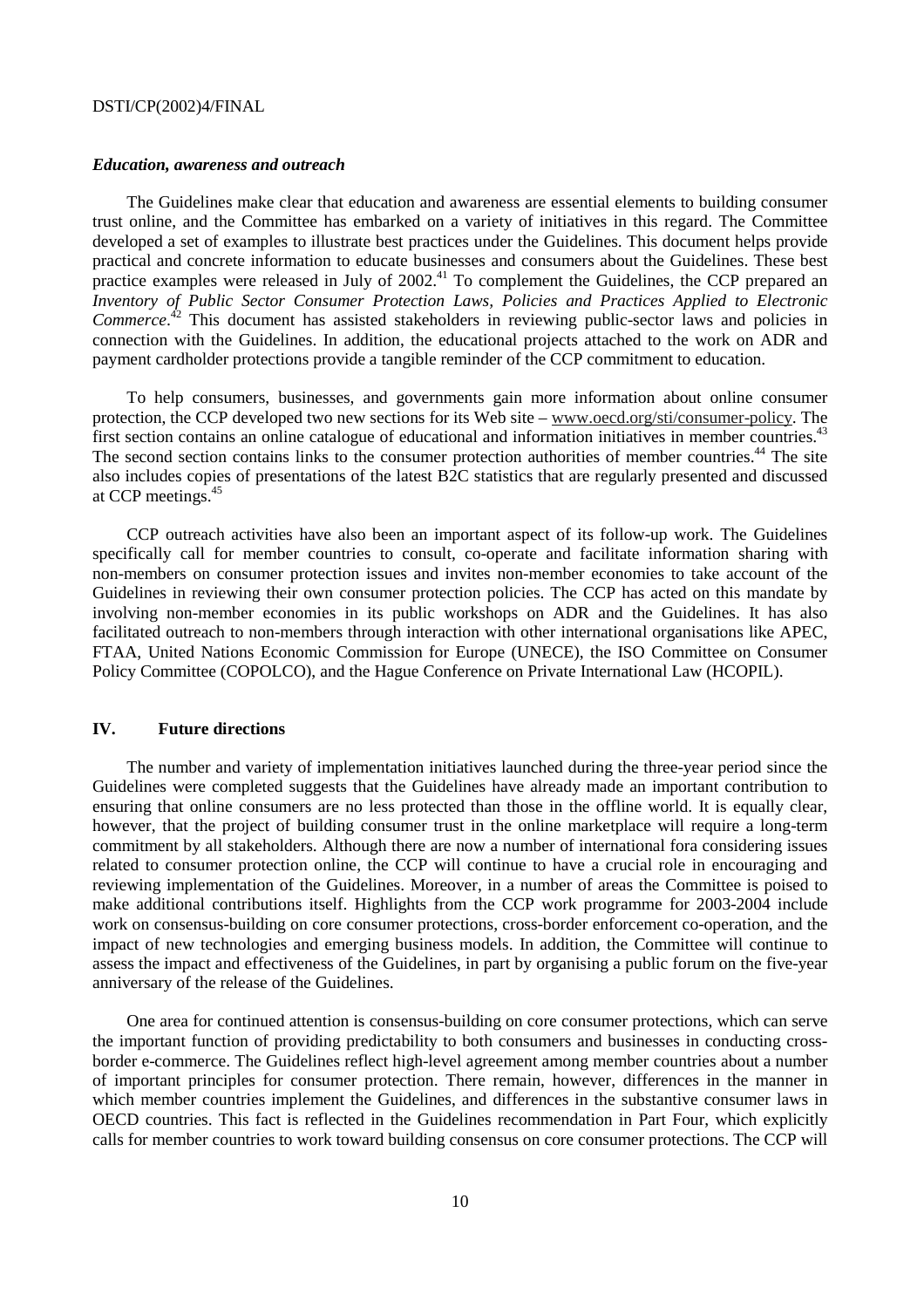### *Education, awareness and outreach*

The Guidelines make clear that education and awareness are essential elements to building consumer trust online, and the Committee has embarked on a variety of initiatives in this regard. The Committee developed a set of examples to illustrate best practices under the Guidelines. This document helps provide practical and concrete information to educate businesses and consumers about the Guidelines. These best practice examples were released in July of 2002.[41] To complement the Guidelines, the CCP prepared an *Inventory of Public Sector Consumer Protection Laws, Policies and Practices Applied to Electronic Commerce*.[42] This document has assisted stakeholders in reviewing public-sector laws and policies in connection with the Guidelines. In addition, the educational projects attached to the work on ADR and payment cardholder protections provide a tangible reminder of the CCP commitment to education.

To help consumers, businesses, and governments gain more information about online consumer protection, the CCP developed two new sections for its Web site – www.oecd.org/sti/consumer-policy. The first section contains an online catalogue of educational and information initiatives in member countries.[43] The second section contains links to the consumer protection authorities of member countries.[44] The site also includes copies of presentations of the latest B2C statistics that are regularly presented and discussed at CCP meetings.[45]

CCP outreach activities have also been an important aspect of its follow-up work. The Guidelines specifically call for member countries to consult, co-operate and facilitate information sharing with non-members on consumer protection issues and invites non-member economies to take account of the Guidelines in reviewing their own consumer protection policies. The CCP has acted on this mandate by involving non-member economies in its public workshops on ADR and the Guidelines. It has also facilitated outreach to non-members through interaction with other international organisations like APEC, FTAA, United Nations Economic Commission for Europe (UNECE), the ISO Committee on Consumer Policy Committee (COPOLCO), and the Hague Conference on Private International Law (HCOPIL).

## IV. Future directions

The number and variety of implementation initiatives launched during the three-year period since the Guidelines were completed suggests that the Guidelines have already made an important contribution to ensuring that online consumers are no less protected than those in the offline world. It is equally clear, however, that the project of building consumer trust in the online marketplace will require a long-term commitment by all stakeholders. Although there are now a number of international fora considering issues related to consumer protection online, the CCP will continue to have a crucial role in encouraging and reviewing implementation of the Guidelines. Moreover, in a number of areas the Committee is poised to make additional contributions itself. Highlights from the CCP work programme for 2003-2004 include work on consensus-building on core consumer protections, cross-border enforcement co-operation, and the impact of new technologies and emerging business models. In addition, the Committee will continue to assess the impact and effectiveness of the Guidelines, in part by organising a public forum on the five-year anniversary of the release of the Guidelines.

One area for continued attention is consensus-building on core consumer protections, which can serve the important function of providing predictability to both consumers and businesses in conducting cross-border e-commerce. The Guidelines reflect high-level agreement among member countries about a number of important principles for consumer protection. There remain, however, differences in the manner in which member countries implement the Guidelines, and differences in the substantive consumer laws in OECD countries. This fact is reflected in the Guidelines recommendation in Part Four, which explicitly calls for member countries to work toward building consensus on core consumer protections. The CCP will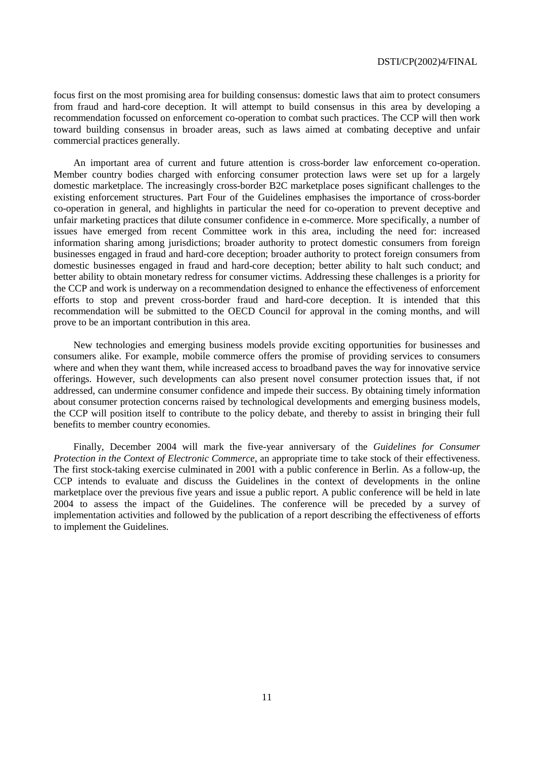focus first on the most promising area for building consensus: domestic laws that aim to protect consumers from fraud and hard-core deception. It will attempt to build consensus in this area by developing a recommendation focussed on enforcement co-operation to combat such practices. The CCP will then work toward building consensus in broader areas, such as laws aimed at combating deceptive and unfair commercial practices generally.

An important area of current and future attention is cross-border law enforcement co-operation. Member country bodies charged with enforcing consumer protection laws were set up for a largely domestic marketplace. The increasingly cross-border B2C marketplace poses significant challenges to the existing enforcement structures. Part Four of the Guidelines emphasises the importance of cross-border co-operation in general, and highlights in particular the need for co-operation to prevent deceptive and unfair marketing practices that dilute consumer confidence in e-commerce. More specifically, a number of issues have emerged from recent Committee work in this area, including the need for: increased information sharing among jurisdictions; broader authority to protect domestic consumers from foreign businesses engaged in fraud and hard-core deception; broader authority to protect foreign consumers from domestic businesses engaged in fraud and hard-core deception; better ability to halt such conduct; and better ability to obtain monetary redress for consumer victims. Addressing these challenges is a priority for the CCP and work is underway on a recommendation designed to enhance the effectiveness of enforcement efforts to stop and prevent cross-border fraud and hard-core deception. It is intended that this recommendation will be submitted to the OECD Council for approval in the coming months, and will prove to be an important contribution in this area.

New technologies and emerging business models provide exciting opportunities for businesses and consumers alike. For example, mobile commerce offers the promise of providing services to consumers where and when they want them, while increased access to broadband paves the way for innovative service offerings. However, such developments can also present novel consumer protection issues that, if not addressed, can undermine consumer confidence and impede their success. By obtaining timely information about consumer protection concerns raised by technological developments and emerging business models, the CCP will position itself to contribute to the policy debate, and thereby to assist in bringing their full benefits to member country economies.

Finally, December 2004 will mark the five-year anniversary of the *Guidelines for Consumer Protection in the Context of Electronic Commerce*, an appropriate time to take stock of their effectiveness. The first stock-taking exercise culminated in 2001 with a public conference in Berlin. As a follow-up, the CCP intends to evaluate and discuss the Guidelines in the context of developments in the online marketplace over the previous five years and issue a public report. A public conference will be held in late 2004 to assess the impact of the Guidelines. The conference will be preceded by a survey of implementation activities and followed by the publication of a report describing the effectiveness of efforts to implement the Guidelines.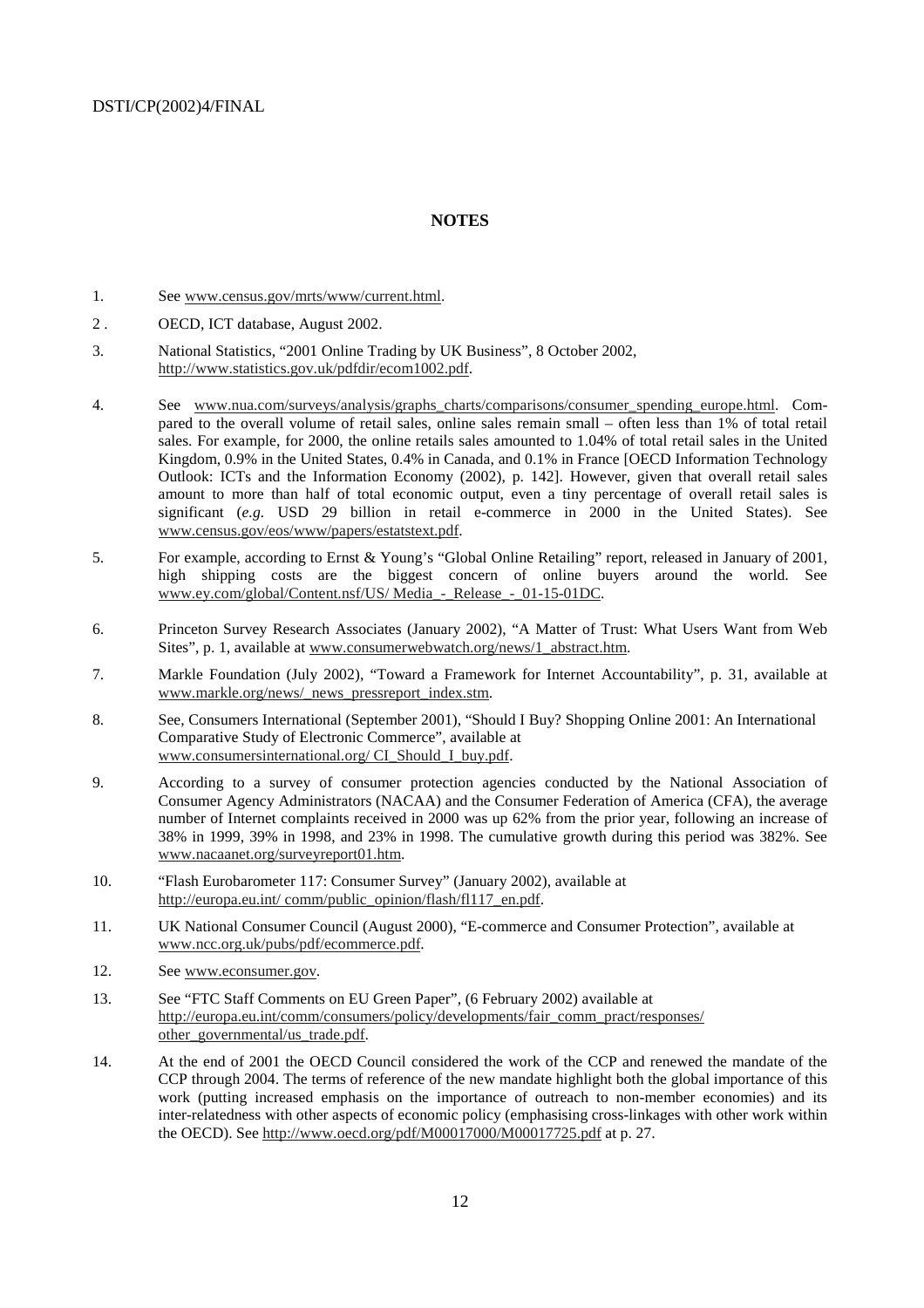## NOTES

1. See www.census.gov/mrts/www/current.html.

2 . OECD, ICT database, August 2002.

3. National Statistics, "2001 Online Trading by UK Business", 8 October 2002, http://www.statistics.gov.uk/pdfdir/ecom1002.pdf.

4. See www.nua.com/surveys/analysis/graphs_charts/comparisons/consumer_spending_europe.html. Compared to the overall volume of retail sales, online sales remain small – often less than 1% of total retail sales. For example, for 2000, the online retails sales amounted to 1.04% of total retail sales in the United Kingdom, 0.9% in the United States, 0.4% in Canada, and 0.1% in France [OECD Information Technology Outlook: ICTs and the Information Economy (2002), p. 142]. However, given that overall retail sales amount to more than half of total economic output, even a tiny percentage of overall retail sales is significant (*e.g.* USD 29 billion in retail e-commerce in 2000 in the United States). See www.census.gov/eos/www/papers/estatstext.pdf.

5. For example, according to Ernst & Young's "Global Online Retailing" report, released in January of 2001, high shipping costs are the biggest concern of online buyers around the world. See www.ey.com/global/Content.nsf/US/ Media_-_Release_-_01-15-01DC.

6. Princeton Survey Research Associates (January 2002), "A Matter of Trust: What Users Want from Web Sites", p. 1, available at www.consumerwebwatch.org/news/1_abstract.htm.

7. Markle Foundation (July 2002), "Toward a Framework for Internet Accountability", p. 31, available at www.markle.org/news/_news_pressreport_index.stm.

8. See, Consumers International (September 2001), "Should I Buy? Shopping Online 2001: An International Comparative Study of Electronic Commerce", available at www.consumersinternational.org/ CI_Should_I_buy.pdf.

9. According to a survey of consumer protection agencies conducted by the National Association of Consumer Agency Administrators (NACAA) and the Consumer Federation of America (CFA), the average number of Internet complaints received in 2000 was up 62% from the prior year, following an increase of 38% in 1999, 39% in 1998, and 23% in 1998. The cumulative growth during this period was 382%. See www.nacaanet.org/surveyreport01.htm.

10. "Flash Eurobarometer 117: Consumer Survey" (January 2002), available at http://europa.eu.int/ comm/public_opinion/flash/fl117_en.pdf.

11. UK National Consumer Council (August 2000), "E-commerce and Consumer Protection", available at www.ncc.org.uk/pubs/pdf/ecommerce.pdf.

12. See www.econsumer.gov.

13. See "FTC Staff Comments on EU Green Paper", (6 February 2002) available at http://europa.eu.int/comm/consumers/policy/developments/fair_comm_pract/responses/ other_governmental/us_trade.pdf.

14. At the end of 2001 the OECD Council considered the work of the CCP and renewed the mandate of the CCP through 2004. The terms of reference of the new mandate highlight both the global importance of this work (putting increased emphasis on the importance of outreach to non-member economies) and its inter-relatedness with other aspects of economic policy (emphasising cross-linkages with other work within the OECD). See http://www.oecd.org/pdf/M00017000/M00017725.pdf at p. 27.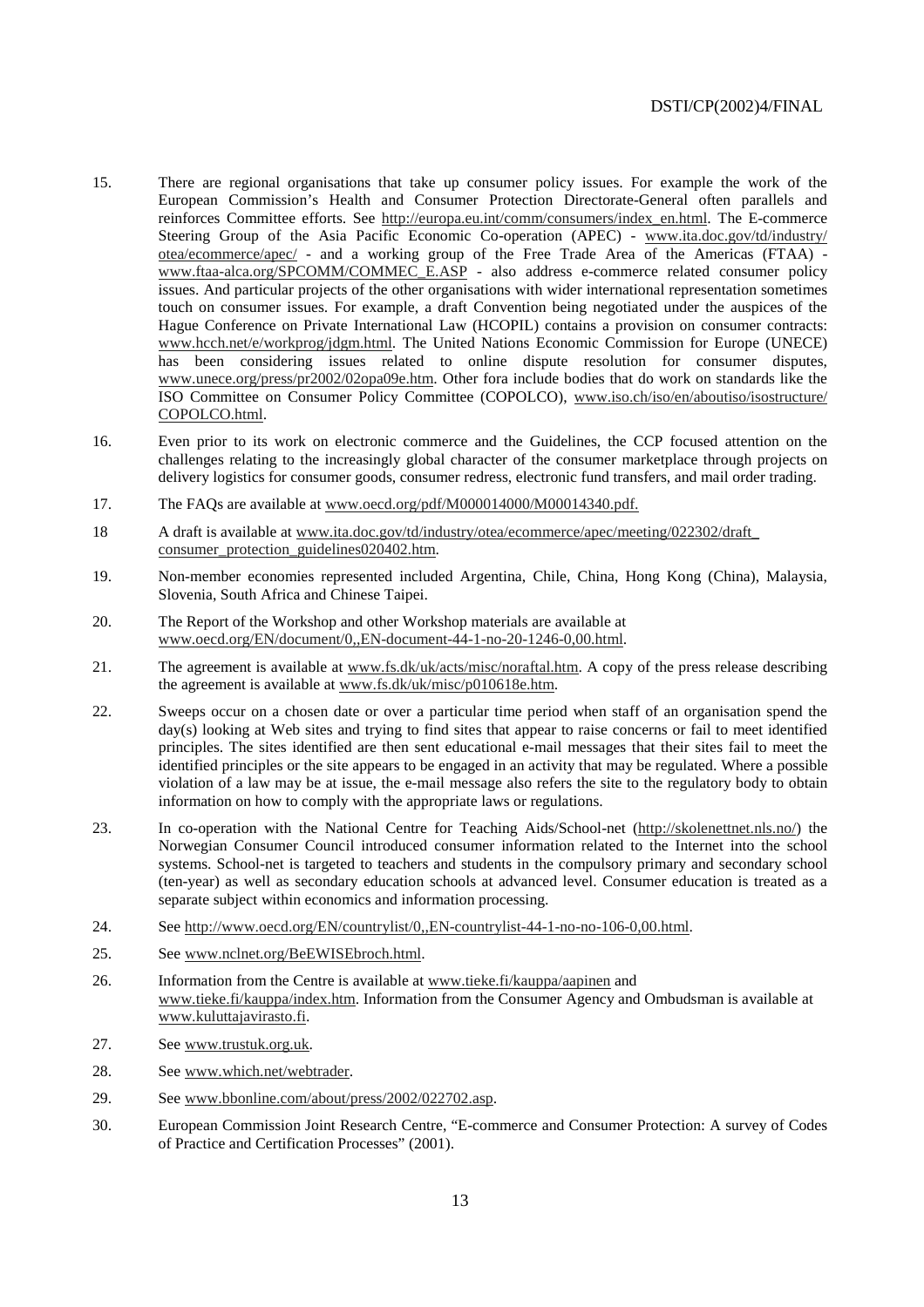15. There are regional organisations that take up consumer policy issues. For example the work of the European Commission's Health and Consumer Protection Directorate-General often parallels and reinforces Committee efforts. See http://europa.eu.int/comm/consumers/index_en.html. The E-commerce Steering Group of the Asia Pacific Economic Co-operation (APEC) - www.ita.doc.gov/td/industry/otea/ecommerce/apec/ - and a working group of the Free Trade Area of the Americas (FTAA) - www.ftaa-alca.org/SPCOMM/COMMEC_E.ASP - also address e-commerce related consumer policy issues. And particular projects of the other organisations with wider international representation sometimes touch on consumer issues. For example, a draft Convention being negotiated under the auspices of the Hague Conference on Private International Law (HCOPIL) contains a provision on consumer contracts: www.hcch.net/e/workprog/jdgm.html. The United Nations Economic Commission for Europe (UNECE) has been considering issues related to online dispute resolution for consumer disputes, www.unece.org/press/pr2002/02opa09e.htm. Other fora include bodies that do work on standards like the ISO Committee on Consumer Policy Committee (COPOLCO), www.iso.ch/iso/en/aboutiso/isostructure/COPOLCO.html.

16. Even prior to its work on electronic commerce and the Guidelines, the CCP focused attention on the challenges relating to the increasingly global character of the consumer marketplace through projects on delivery logistics for consumer goods, consumer redress, electronic fund transfers, and mail order trading.

17. The FAQs are available at www.oecd.org/pdf/M000014000/M00014340.pdf.

18 A draft is available at www.ita.doc.gov/td/industry/otea/ecommerce/apec/meeting/022302/draft_consumer_protection_guidelines020402.htm.

19. Non-member economies represented included Argentina, Chile, China, Hong Kong (China), Malaysia, Slovenia, South Africa and Chinese Taipei.

20. The Report of the Workshop and other Workshop materials are available at www.oecd.org/EN/document/0,,EN-document-44-1-no-20-1246-0,00.html.

21. The agreement is available at www.fs.dk/uk/acts/misc/noraftal.htm. A copy of the press release describing the agreement is available at www.fs.dk/uk/misc/p010618e.htm.

22. Sweeps occur on a chosen date or over a particular time period when staff of an organisation spend the day(s) looking at Web sites and trying to find sites that appear to raise concerns or fail to meet identified principles. The sites identified are then sent educational e-mail messages that their sites fail to meet the identified principles or the site appears to be engaged in an activity that may be regulated. Where a possible violation of a law may be at issue, the e-mail message also refers the site to the regulatory body to obtain information on how to comply with the appropriate laws or regulations.

23. In co-operation with the National Centre for Teaching Aids/School-net (http://skolenettnet.nls.no/) the Norwegian Consumer Council introduced consumer information related to the Internet into the school systems. School-net is targeted to teachers and students in the compulsory primary and secondary school (ten-year) as well as secondary education schools at advanced level. Consumer education is treated as a separate subject within economics and information processing.

24. See http://www.oecd.org/EN/countrylist/0,,EN-countrylist-44-1-no-no-106-0,00.html.

25. See www.nclnet.org/BeEWISEbroch.html.

26. Information from the Centre is available at www.tieke.fi/kauppa/aapinen and www.tieke.fi/kauppa/index.htm. Information from the Consumer Agency and Ombudsman is available at www.kuluttajavirasto.fi.

27. See www.trustuk.org.uk.

28. See www.which.net/webtrader.

29. See www.bbonline.com/about/press/2002/022702.asp.

30. European Commission Joint Research Centre, "E-commerce and Consumer Protection: A survey of Codes of Practice and Certification Processes" (2001).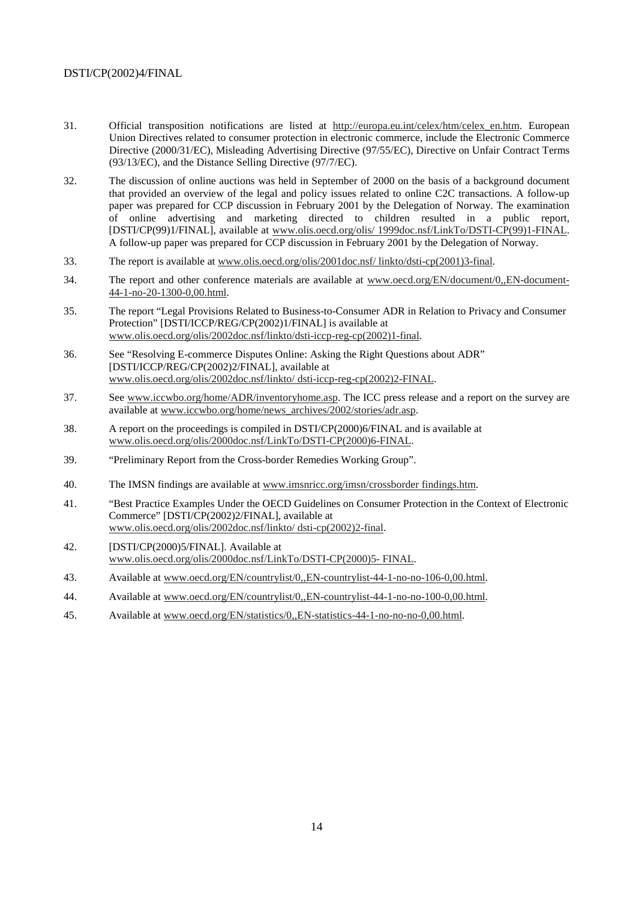31. Official transposition notifications are listed at http://europa.eu.int/celex/htm/celex_en.htm. European Union Directives related to consumer protection in electronic commerce, include the Electronic Commerce Directive (2000/31/EC), Misleading Advertising Directive (97/55/EC), Directive on Unfair Contract Terms (93/13/EC), and the Distance Selling Directive (97/7/EC).

32. The discussion of online auctions was held in September of 2000 on the basis of a background document that provided an overview of the legal and policy issues related to online C2C transactions. A follow-up paper was prepared for CCP discussion in February 2001 by the Delegation of Norway. The examination of online advertising and marketing directed to children resulted in a public report, [DSTI/CP(99)1/FINAL], available at www.olis.oecd.org/olis/ 1999doc.nsf/LinkTo/DSTI-CP(99)1-FINAL. A follow-up paper was prepared for CCP discussion in February 2001 by the Delegation of Norway.

33. The report is available at www.olis.oecd.org/olis/2001doc.nsf/ linkto/dsti-cp(2001)3-final.

34. The report and other conference materials are available at www.oecd.org/EN/document/0,,EN-document-44-1-no-20-1300-0,00.html.

35. The report "Legal Provisions Related to Business-to-Consumer ADR in Relation to Privacy and Consumer Protection" [DSTI/ICCP/REG/CP(2002)1/FINAL] is available at www.olis.oecd.org/olis/2002doc.nsf/linkto/dsti-iccp-reg-cp(2002)1-final.

36. See "Resolving E-commerce Disputes Online: Asking the Right Questions about ADR" [DSTI/ICCP/REG/CP(2002)2/FINAL], available at www.olis.oecd.org/olis/2002doc.nsf/linkto/ dsti-iccp-reg-cp(2002)2-FINAL.

37. See www.iccwbo.org/home/ADR/inventoryhome.asp. The ICC press release and a report on the survey are available at www.iccwbo.org/home/news_archives/2002/stories/adr.asp.

38. A report on the proceedings is compiled in DSTI/CP(2000)6/FINAL and is available at www.olis.oecd.org/olis/2000doc.nsf/LinkTo/DSTI-CP(2000)6-FINAL.

39. "Preliminary Report from the Cross-border Remedies Working Group".

40. The IMSN findings are available at www.imsnricc.org/imsn/crossborder findings.htm.

41. "Best Practice Examples Under the OECD Guidelines on Consumer Protection in the Context of Electronic Commerce" [DSTI/CP(2002)2/FINAL], available at www.olis.oecd.org/olis/2002doc.nsf/linkto/ dsti-cp(2002)2-final.

42. [DSTI/CP(2000)5/FINAL]. Available at www.olis.oecd.org/olis/2000doc.nsf/LinkTo/DSTI-CP(2000)5- FINAL.

43. Available at www.oecd.org/EN/countrylist/0,,EN-countrylist-44-1-no-no-106-0,00.html.

44. Available at www.oecd.org/EN/countrylist/0,,EN-countrylist-44-1-no-no-100-0,00.html.

45. Available at www.oecd.org/EN/statistics/0,,EN-statistics-44-1-no-no-no-0,00.html.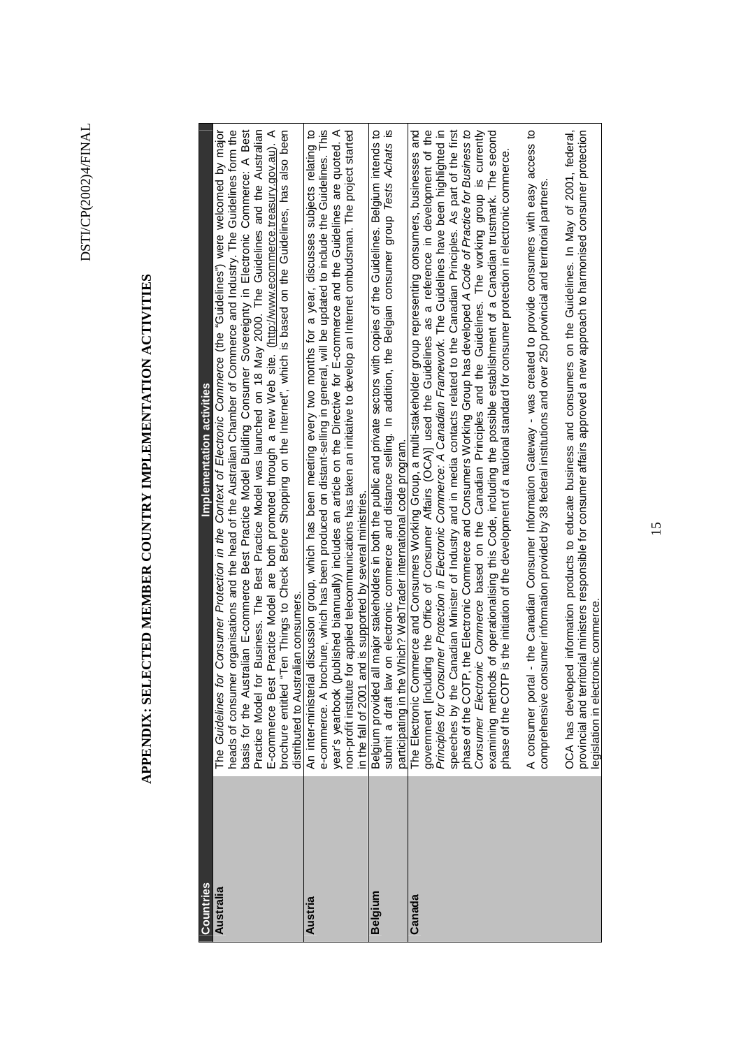# APPENDIX: SELECTED MEMBER COUNTRY IMPLEMENTATION ACTIVITIES

| Countries | Implementation activities |
|---|---|
| **Australia** | The *Guidelines for Consumer Protection in the Context of Electronic Commerce* (the "Guidelines") were welcomed by major heads of consumer organisations and the head of the Australian Chamber of Commerce and Industry. The Guidelines form the basis for the Australian E-commerce Best Practice Model Building Consumer Sovereignty in Electronic Commerce: A Best Practice Model for Business. The Best Practice Model was launched on 18 May 2000. The Guidelines and the Australian E-commerce Best Practice Model are both promoted through a new Web site. (http://www.ecommerce.treasury.gov.au). A brochure entitled "Ten Things to Check Before Shopping on the Internet", which is based on the Guidelines, has also been distributed to Australian consumers. |
| **Austria** | An inter-ministerial discussion group, which has been meeting every two months for a year, discusses subjects relating to e-commerce. A brochure, which has been produced on distant-selling in general, will be updated to include the Guidelines. This year's yearbook (published biannually) includes an article on the Directive for E-commerce and the Guidelines are quoted. A non-profit institute for applied telecommunications has taken an initiative to develop an Internet ombudsman. The project started in the fall of 2001 and is supported by several ministries. |
| **Belgium** | Belgium provided all major stakeholders in both the public and private sectors with copies of the Guidelines. Belgium intends to submit a draft law on electronic commerce and distance selling. In addition, the Belgian consumer group *Tests Achats* is participating in the Which? WebTrader international code program. |
| **Canada** | The Electronic Commerce and Consumers Working Group, a multi-stakeholder group representing consumers, businesses and government [including the Office of Consumer Affairs (OCA)] used the Guidelines as a reference in development of the *Principles for Consumer Protection in Electronic Commerce: A Canadian Framework*. The Guidelines have been highlighted in speeches by the Canadian Minister of Industry and in media contacts related to the Canadian Principles. As part of the first phase of the COTP, the Electronic Commerce and Consumers Working Group has developed *A Code of Practice for Business to Consumer Electronic Commerce* based on the Canadian Principles and the Guidelines. The working group is currently examining methods of operationalising this Code, including the possible establishment of a Canadian trustmark. The second phase of the COTP is the initiation of the development of a national standard for consumer protection in electronic commerce.<br><br>A consumer portal - the Canadian Consumer Information Gateway - was created to provide consumers with easy access to comprehensive consumer information provided by 38 federal institutions and over 250 provincial and territorial partners.<br><br>OCA has developed information products to educate business and consumers on the Guidelines. In May of 2001, federal, provincial and territorial ministers responsible for consumer affairs approved a new approach to harmonised consumer protection legislation in electronic commerce. |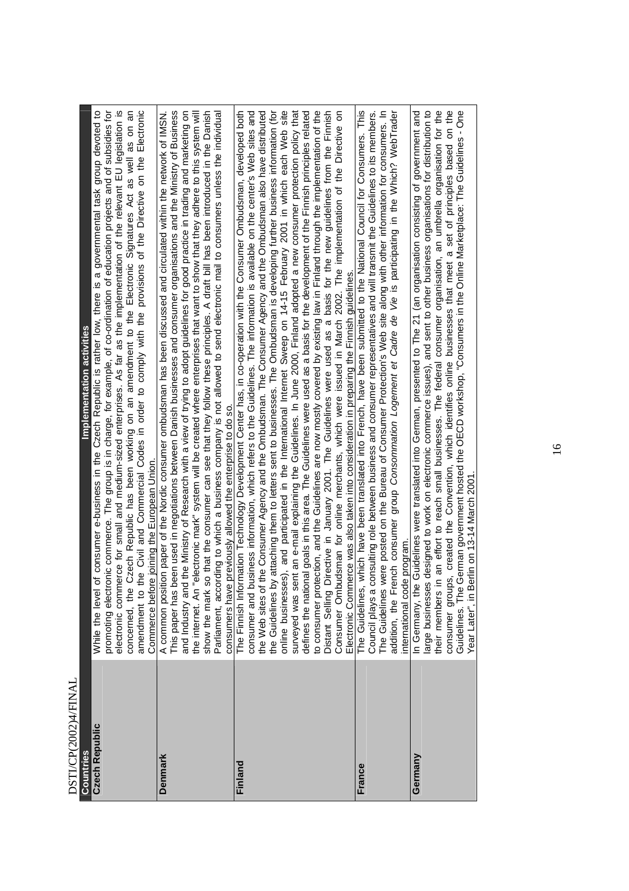| Countries | Implementation activities |
|---|---|
| **Czech Republic** | While the level of consumer e-business in the Czech Republic is rather low, there is a governmental task group devoted to promoting electronic commerce. The group is in charge, for example, of co-ordination of education projects and of subsidies for electronic commerce for small and medium-sized enterprises. As far as the implementation of the relevant EU legislation is concerned, the Czech Republic has been working on an amendment to the Electronic Signatures Act as well as on an amendment to the Civil and Commercial Codes in order to comply with the provisions of the Directive on the Electronic Commerce before joining the European Union. |
| **Denmark** | A common position paper of the Nordic consumer ombudsman has been discussed and circulated within the network of IMSN. This paper has been used in negotiations between Danish businesses and consumer organisations and the Ministry of Business and Industry and the Ministry of Research with a view of trying to adopt guidelines for good practice in trading and marketing on the internet. An "electronic mark" system will be created where enterprises that want to show that they adhere to this system will show the mark so that the consumer can see that they follow these principles. A draft bill has been introduced in the Danish Parliament, according to which a business company is not allowed to send electronic mail to consumers unless the individual consumers have previously allowed the enterprise to do so. |
| **Finland** | The Finnish Information Technology Development Center has, in co-operation with the Consumer Ombudsman, developed both consumer and business information, which refers to the Guidelines. The information is available on the center's Web sites and the Web sites of the Consumer Agency and the Ombudsman. The Consumer Agency and the Ombudsman also have distributed the Guidelines by attaching them to letters sent to businesses. The Ombudsman is developing further business information (for online businesses), and participated in the International Internet Sweep on 14-15 February 2001 in which each Web site surveyed was sent an e-mail explaining the Guidelines. In June 2000, Finland adopted a new consumer protection policy that defines the national goals in this area. The Guidelines were used as a basis for the development of the Finnish principles related to consumer protection, and the Guidelines are now mostly covered by existing law in Finland through the implementation of the Distant Selling Directive in January 2001. The Guidelines were used as a basis for the new guidelines from the Finnish Consumer Ombudsman for online merchants, which were issued in March 2002. The implementation of the Directive on Electronic Commerce was also taken into consideration in preparing the Finnish guidelines. |
| **France** | The Guidelines, which have been translated into French, have been submitted to the National Council for Consumers. This Council plays a consulting role between business and consumer representatives and will transmit the Guidelines to its members. The Guidelines were posted on the Bureau of Consumer Protection's Web site along with other information for consumers. In addition, the French consumer group *Consommation Logement et Cadre de Vie* is participating in the Which? WebTrader international code program. |
| **Germany** | In Germany, the Guidelines were translated into German, presented to The 21 (an organisation consisting of government and large businesses designed to work on electronic commerce issues), and sent to other business organisations for distribution to their members in an effort to reach small businesses. The federal consumer organisation, an umbrella organisation for the consumer groups, created the Convention, which identifies online businesses that meet a set of principles based on the Guidelines. The German government hosted the OECD workshop, "Consumers in the Online Marketplace: The Guidelines - One Year Later", in Berlin on 13-14 March 2001. |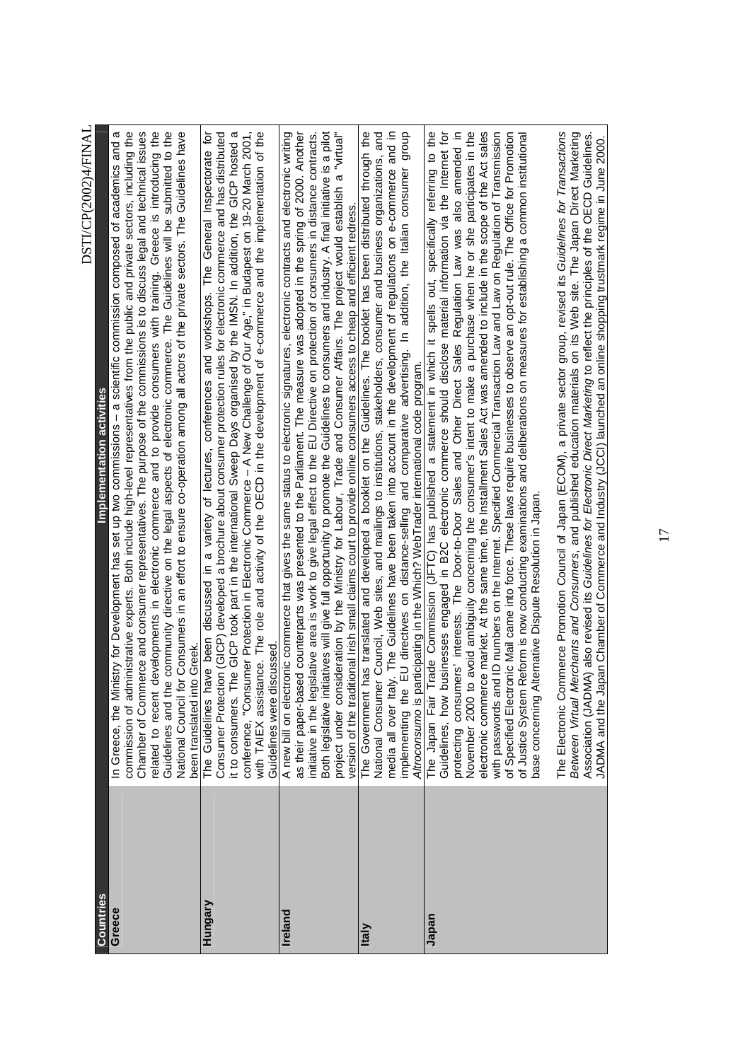| Countries | Implementation activities |
|---|---|
| **Greece** | In Greece, the Ministry for Development has set up two commissions – a scientific commission composed of academics and a commission of administrative experts. Both include high-level representatives from the public and private sectors, including the Chamber of Commerce and consumer representatives. The purpose of the commissions is to discuss legal and technical issues related to recent developments in electronic commerce and to provide consumers with training. Greece is introducing the Guidelines and the community directive on the legal aspects of electronic commerce. The Guidelines will be submitted to the National Council for Consumers in an effort to ensure co-operation among all actors of the private sectors. The Guidelines have been translated into Greek. |
| **Hungary** | The Guidelines have been discussed in a variety of lectures, conferences and workshops. The General Inspectorate for Consumer Protection (GICP) developed a brochure about consumer protection rules for electronic commerce and has distributed it to consumers. The GICP took part in the international Sweep Days organised by the IMSN. In addition, the GICP hosted a conference, "Consumer Protection in Electronic Commerce – A New Challenge of Our Age," in Budapest on 19-20 March 2001, with TAIEX assistance. The role and activity of the OECD in the development of e-commerce and the implementation of the Guidelines were discussed. |
| **Ireland** | A new bill on electronic commerce that gives the same status to electronic signatures, electronic contracts and electronic writing as their paper-based counterparts was presented to the Parliament. The measure was adopted in the spring of 2000. Another initiative in the legislative area is work to give legal effect to the EU Directive on protection of consumers in distance contracts. Both legislative initiatives will give full opportunity to promote the Guidelines to consumers and industry. A final initiative is a pilot project under consideration by the Ministry for Labour, Trade and Consumer Affairs. The project would establish a "virtual" version of the traditional Irish small claims court to provide online consumers access to cheap and efficient redress. |
| **Italy** | The Government has translated and developed a booklet on the Guidelines. The booklet has been distributed through the National Consumer Council, Web sites, and mailings to institutions, stakeholders, consumer and business organizations, and media all over Italy. The Guidelines have been taken into account in the development of regulations on e-commerce and in implementing the EU directives on distance-selling and comparative advertising. In addition, the Italian consumer group *Altroconsumo* is participating in the Which? WebTrader international code program. |
| **Japan** | The Japan Fair Trade Commission (JFTC) has published a statement in which it spells out, specifically referring to the Guidelines, how businesses engaged in B2C electronic commerce should disclose material information via the Internet for protecting consumers' interests. The Door-to-Door Sales and Other Direct Sales Regulation Law was also amended in November 2000 to avoid ambiguity concerning the consumer's intent to make a purchase when he or she participates in the electronic commerce market. At the same time, the Installment Sales Act was amended to include in the scope of the Act sales with passwords and ID numbers on the Internet. Specified Commercial Transaction Law and Law on Regulation of Transmission of Specified Electronic Mail came into force. These laws require businesses to observe an opt-out rule. The Office for Promotion of Justice System Reform is now conducting examinations and deliberations on measures for establishing a common institutional base concerning Alternative Dispute Resolution in Japan.<br><br>The Electronic Commerce Promotion Council of Japan (ECOM), a private sector group, revised its *Guidelines for Transactions Between Virtual Merchants and Consumers*, and published education materials on its Web site. The Japan Direct Marketing Association (JADMA) also revised its *Guidelines for Electronic Direct Marketing* to reflect the principles of the OECD Guidelines. JADMA and the Japan Chamber of Commerce and Industry (JCCI) launched an online shopping trustmark regime in June 2000. |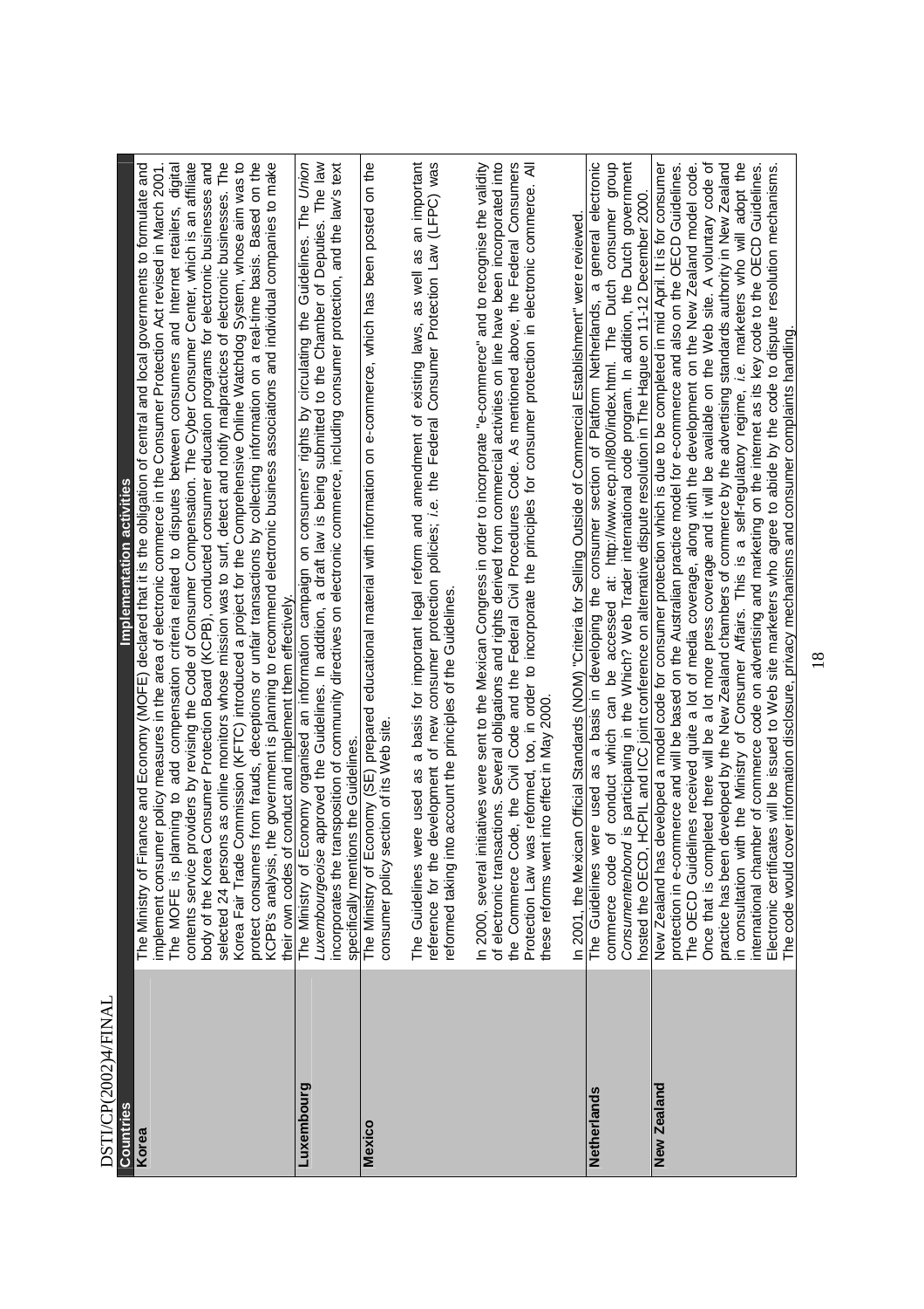| Countries | Implementation activities |
|---|---|
| **Korea** | The Ministry of Finance and Economy (MOFE) declared that it is the obligation of central and local governments to formulate and implement consumer policy measures in the area of electronic commerce in the Consumer Protection Act revised in March 2001. The MOFE is planning to add compensation criteria related to disputes between consumers and Internet retailers, digital contents service providers by revising the Code of Consumer Compensation. The Cyber Consumer Center, which is an affiliate body of the Korea Consumer Protection Board (KCPB), conducted consumer education programs for electronic businesses and selected 24 persons as online monitors whose mission was to surf, detect and notify malpractices of electronic business. The Korea Fair Trade Commission (KFTC) introduced a project for the Comprehensive Online Watchdog System, whose aim was to protect consumers from frauds, deceptions or unfair transactions by collecting information on a real-time basis. Based on the KCPB's analysis, the government is planning to recommend electronic business associations and individual companies to make their own codes of conduct and implement them effectively. |
| **Luxembourg** | The Ministry of Economy organised an information campaign on consumers' rights by circulating the Guidelines. The *Union Luxembourgeoise* approved the Guidelines. In addition, a draft law is being submitted to the Chamber of Deputies. The law incorporates the transposition of community directives on electronic commerce, including consumer protection, and the law's text specifically mentions the Guidelines. |
| **Mexico** | The Ministry of Economy (SE) prepared educational material with information on e-commerce, which has been posted on the consumer policy section of its Web site.<br><br>The Guidelines were used as a basis for important legal reform and amendment of existing laws, as well as an important reference for the development of new consumer protection policies; *i.e.* the Federal Consumer Protection Law (LFPC) was reformed taking into account the principles of the Guidelines.<br><br>In 2000, several initiatives were sent to the Mexican Congress in order to incorporate "e-commerce" and to recognise the validity of electronic transactions. Several obligations and rights derived from commercial activities on line have been incorporated into the Commerce Code, the Civil Code and the Federal Civil Procedures Code. As mentioned above, the Federal Consumers Protection Law was reformed, too, in order to incorporate the principles for consumer protection in electronic commerce. All these reforms went into effect in May 2000.<br><br>In 2001, the Mexican Official Standards (NOM) "Criteria for Selling Outside of Commercial Establishment" were reviewed. |
| **Netherlands** | The Guidelines were used as a basis in developing the consumer section of Platform Netherlands, a general electronic commerce code of conduct which can be accessed at: http://www.ecp.nl/800/index.html. The Dutch consumer group *Consumentenbond* is participating in the Which? Web Trader international code program. In addition, the Dutch government hosted the OECD, HCPIL and ICC joint conference on alternative dispute resolution in The Hague on 11-12 December 2000. |
| **New Zealand** | New Zealand has developed a model code for consumer protection which is due to be completed in mid April. It is for consumer protection in e-commerce and will be based on the Australian practice model for e-commerce and also on the OECD Guidelines. The OECD Guidelines received quite a lot of media coverage, along with the development on the New Zealand model code. Once that is completed there will be a lot more press coverage and it will be available on the Web site. A voluntary code of practice has been developed by the New Zealand chambers of commerce by the advertising standards authority in New Zealand in consultation with the Ministry of Consumer Affairs. This is a self-regulatory regime, *i.e.* marketers who will adopt the international chamber of commerce code on advertising and marketing on the internet as its key code to the OECD Guidelines. Electronic certificates will be issued to Web site marketers who agree to abide by the code to dispute resolution mechanisms. The code would cover information disclosure, privacy mechanisms and consumer complaints handling. |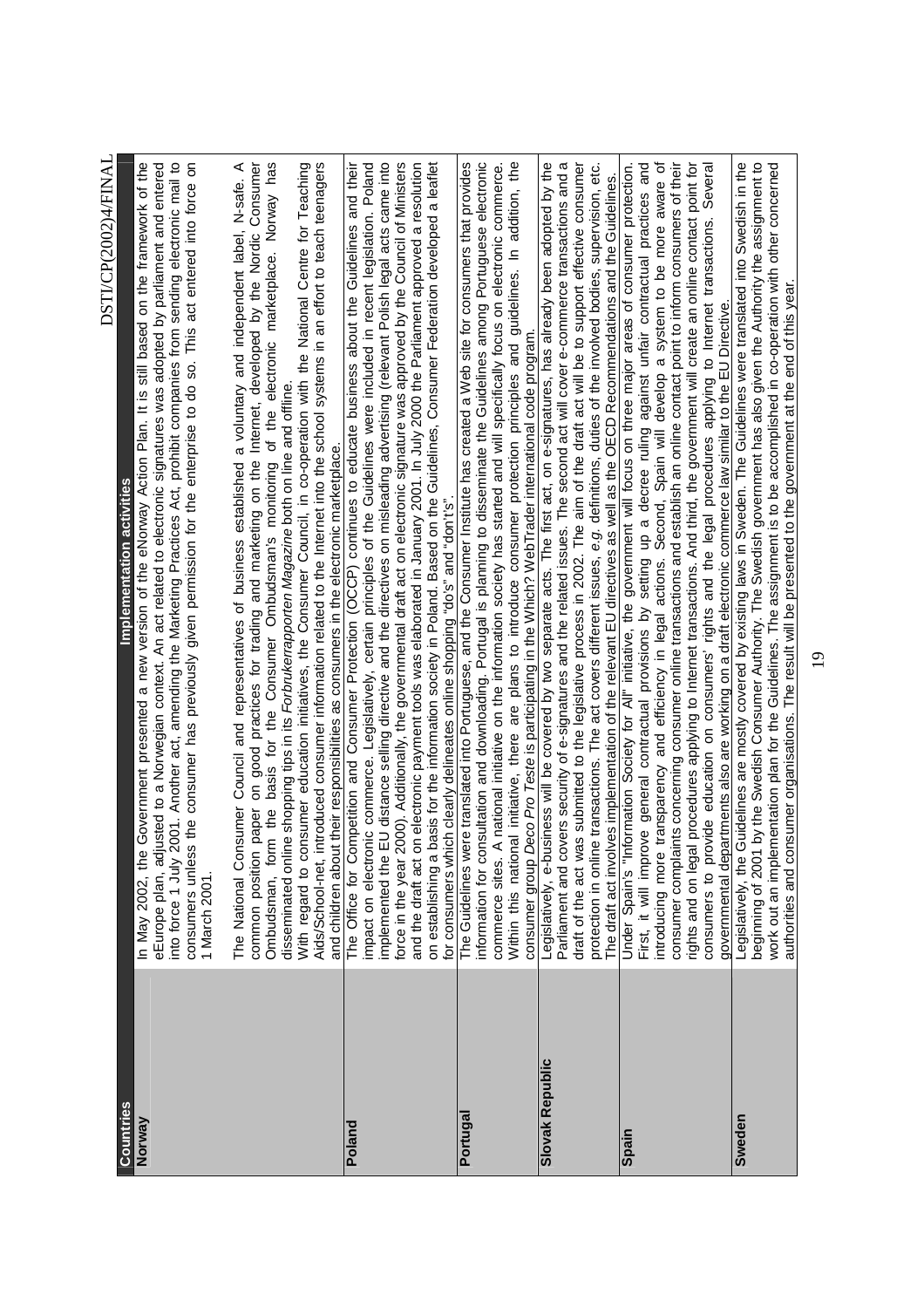| Countries | Implementation activities |
|---|---|
| **Norway** | In May 2002, the Government presented a new version of the eNorway Action Plan. It is still based on the framework of the eEurope plan, adjusted to a Norwegian context. An act related to electronic signatures was adopted by parliament and entered into force 1 July 2001. Another act, amending the Marketing Practices Act, prohibit companies from sending electronic mail to consumers unless the consumer has previously given permission for the enterprise to do so. This act entered into force on 1 March 2001. The National Consumer Council and representatives of business established a voluntary and independent label, N-safe. A common position paper on good practices for trading and marketing on the Internet, developed by the Nordic Consumer Ombudsman, form the basis for the Consumer Ombudsman's monitoring of the electronic marketplace. Norway has disseminated online shopping tips in its *Forbrukerrapporten Magazine* both on line and offline. With regard to consumer education initiatives, the Consumer Council, in co-operation with the National Centre for Teaching Aids/School-net, introduced consumer information related to the Internet into the school systems in an effort to teach teenagers and children about their responsibilities as consumers in the electronic marketplace. |
| **Poland** | The Office for Competition and Consumer Protection (OCCP) continues to educate business about the Guidelines and their impact on electronic commerce. Legislatively, certain principles of the Guidelines were included in recent legislation. Poland implemented the EU distance selling directive and the directives on misleading advertising (relevant Polish legal acts came into force in the year 2000). Additionally, the governmental draft act on electronic signature was approved by the Council of Ministers and the draft act on electronic payment tools was elaborated in January 2001. In July 2000 the Parliament approved a resolution on establishing a basis for the information society in Poland. Based on the Guidelines, Consumer Federation developed a leaflet for consumers which clearly delineates online shopping "do's" and "don't's". |
| **Portugal** | The Guidelines were translated into Portuguese, and the Consumer Institute has created a Web site for consumers that provides information for consultation and downloading. Portugal is planning to disseminate the Guidelines among Portuguese electronic commerce sites. A national initiative on the information society has started and will specifically focus on electronic commerce. Within this national initiative, there are plans to introduce consumer protection principles and guidelines. In addition, the consumer group *Deco Pro Teste* is participating in the Which? WebTrader international code program. |
| **Slovak Republic** | Legislatively, e-business will be covered by two separate acts. The first act, on e-signatures, has already been adopted by the Parliament and covers security of e-signatures and the related issues. The second act will cover e-commerce transactions and a draft of the act was submitted to the legislative process in 2002. The aim of the draft act will be to support effective consumer protection in online transactions. The act covers different issues, *e.g.* definitions, duties of the involved bodies, supervision, etc. The draft act involves implementation of the relevant EU directives as well as the OECD Recommendations and the Guidelines. |
| **Spain** | Under Spain's "Information Society for All" initiative, the government will focus on three major areas of consumer protection. First, it will improve general contractual provisions by setting up a decree ruling against unfair contractual practices and introducing more transparency and efficiency in legal actions. Second, Spain will develop a system to be more aware of consumer complaints concerning consumer online transactions and establish an online contact point to inform consumers of their rights and on legal procedures applying to Internet transactions. And third, the government will create an online contact point for consumers to provide education on consumers' rights and the legal procedures applying to Internet transactions. Several governmental departments also are working on a draft electronic commerce law similar to the EU Directive. |
| **Sweden** | Legislatively, the Guidelines are mostly covered by existing laws in Sweden. The Guidelines were translated into Swedish in the beginning of 2001 by the Swedish Consumer Authority. The Swedish government has also given the Authority the assignment to work out an implementation plan for the Guidelines. The assignment is to be accomplished in co-operation with other concerned authorities and consumer organisations. The result will be presented to the government at the end of this year. |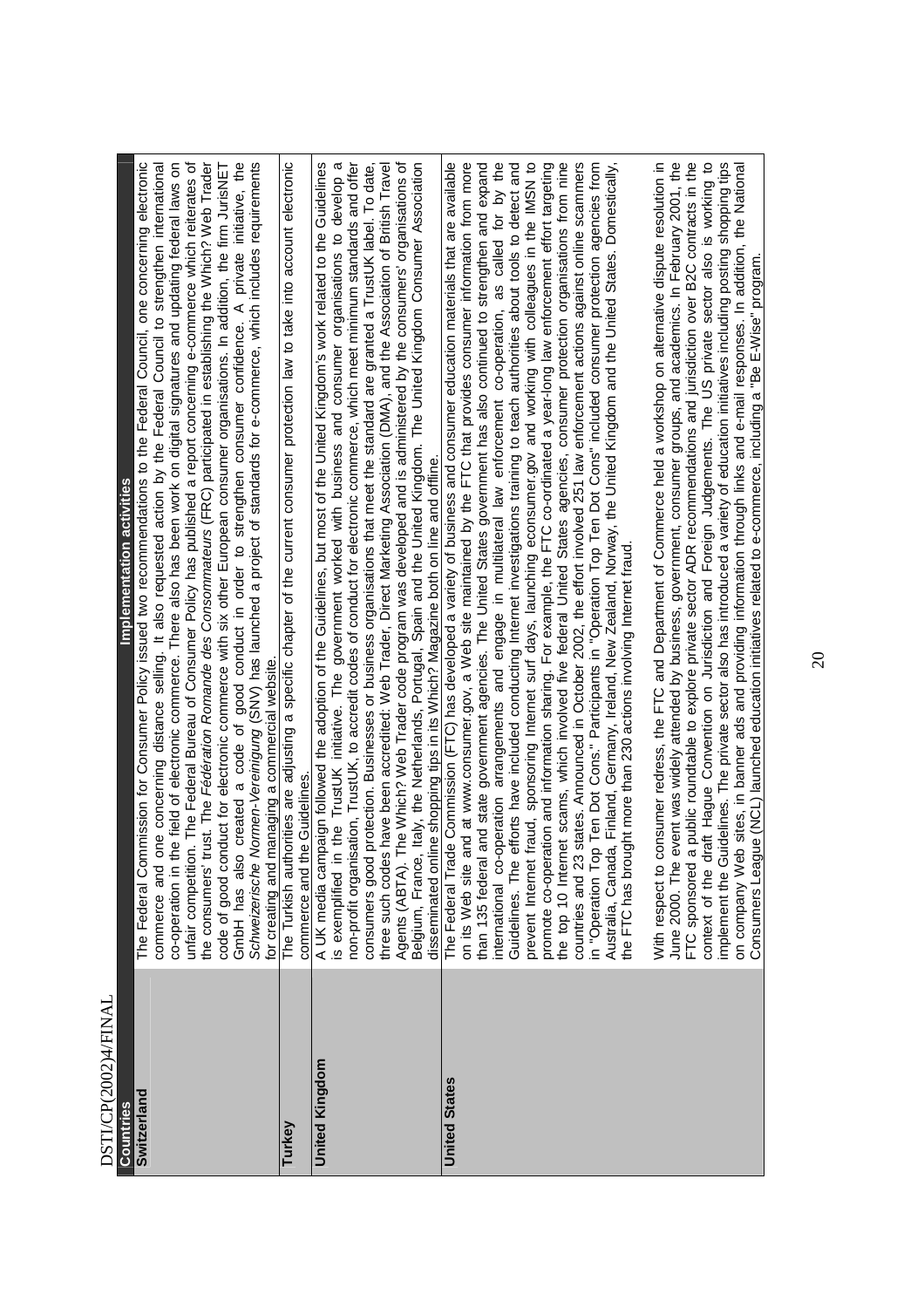| Countries | Implementation activities |
|---|---|
| **Switzerland** | The Federal Commission for Consumer Policy issued two recommendations to the Federal Council, one concerning electronic commerce and one concerning distance selling. It also requested action by the Federal Council to strengthen international co-operation in the field of electronic commerce. There also has been work on digital signatures and updating federal laws on unfair competition. The Federal Bureau of Consumer Policy has published a report concerning e-commerce which reiterates of the consumers' trust. The *Fédération Romande des Consommateurs* (FRC) participated in establishing the Which? Web Trader code of good conduct for electronic commerce with six other European consumer organisations. In addition, the firm JurisNET GmbH has also created a code of good conduct in order to strengthen consumer confidence. A private initiative, the *Schweizerische Normen-Vereinigung* (SNV) has launched a project of standards for e-commerce, which includes requirements for creating and managing a commercial website. |
| **Turkey** | The Turkish authorities are adjusting a specific chapter of the current consumer protection law to take into account electronic commerce and the Guidelines. |
| **United Kingdom** | A UK media campaign followed the adoption of the Guidelines, but most of the United Kingdom's work related to the Guidelines is exemplified in the TrustUK initiative. The government worked with business and consumer organisations to develop a non-profit organisation, TrustUK, to accredit codes of conduct for electronic commerce, which meet minimum standards and offer consumers good protection. Businesses or business organisations that meet the standard are granted a TrustUK label. To date, three such codes have been accredited: Web Trader, Direct Marketing Association (DMA), and the Association of British Travel Agents (ABTA). The Which? Web Trader code program was developed and is administered by the consumers' organisations of Belgium, France, Italy, the Netherlands, Portugal, Spain and the United Kingdom. The United Kingdom Consumer Association disseminated online shopping tips in its Which? Magazine both on line and offline. |
| **United States** | The Federal Trade Commission (FTC) has developed a variety of business and consumer education materials that are available on its Web site and at www.consumer.gov, a Web site maintained by the FTC that provides consumer information from more than 135 federal and state government agencies. The United States government has also continued to strengthen and expand international co-operation arrangements and engage in multilateral law enforcement co-operation, as called for by the Guidelines. The efforts have included conducting Internet investigations training to teach authorities about tools to detect and prevent Internet fraud, sponsoring Internet surf days, launching econsumer.gov and working with colleagues in the IMSN to promote co-operation and information sharing. For example, the FTC co-ordinated a year-long law enforcement effort targeting the top 10 Internet scams, which involved five federal United States agencies, consumer protection organisations from nine countries and 23 states. Announced in October 2002, the effort involved 251 law enforcement actions against online scammers in "Operation Top Ten Dot Cons." Participants in "Operation Top Ten Dot Cons" included consumer protection agencies from Australia, Canada, Finland, Germany, Ireland, New Zealand, Norway, the United Kingdom and the United States. Domestically, the FTC has brought more than 230 actions involving Internet fraud.<br><br>With respect to consumer redress, the FTC and Department of Commerce held a workshop on alternative dispute resolution in June 2000. The event was widely attended by business, government, consumer groups, and academics. In February 2001, the FTC sponsored a public roundtable to explore private sector ADR recommendations and jurisdiction over B2C contracts in the context of the draft Hague Convention on Jurisdiction and Foreign Judgements. The US private sector also is working to implement the Guidelines. The private sector also has introduced a variety of education initiatives including posting shopping tips on company Web sites, in banner ads and providing information through links and e-mail responses. In addition, the National Consumers League (NCL) launched education initiatives related to e-commerce, including a "Be E-Wise" program. |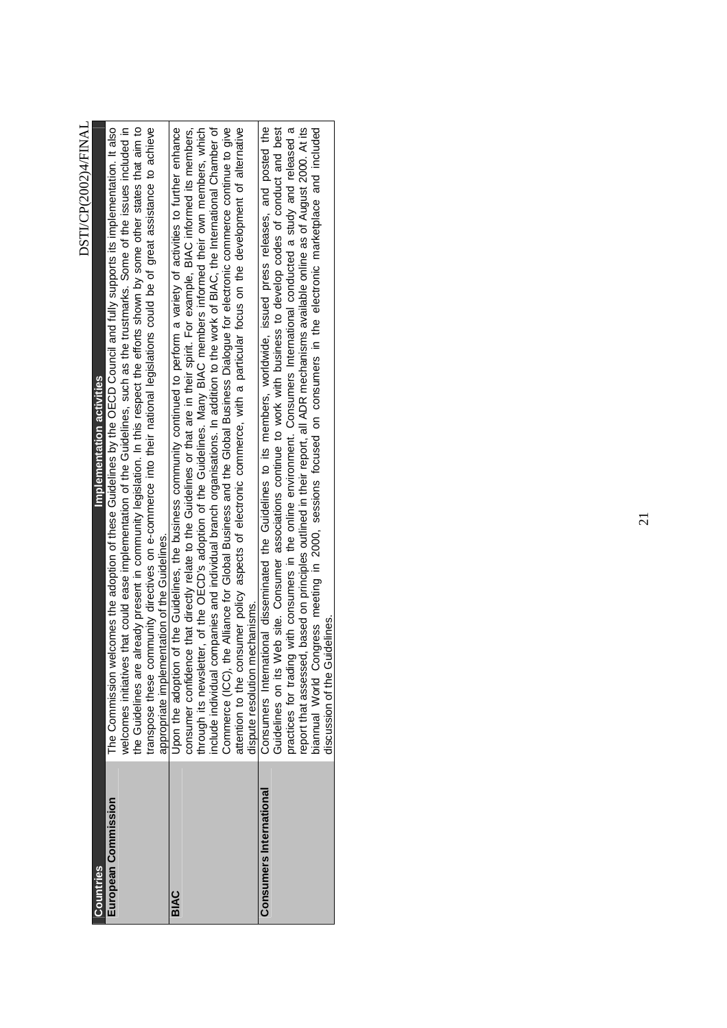| Countries | Implementation activities |
| --- | --- |
| **European Commission** | The Commission welcomes the adoption of these Guidelines by the OECD Council and fully supports its implementation. It also welcomes initiatives that could ease implementation of the Guidelines, such as the trustmarks. Some of the issues included in the Guidelines are already present in community legislation. In this respect the efforts shown by some other states that aim to transpose these community directives on e-commerce into their national legislations could be of great assistance to achieve appropriate implementation of the Guidelines. |
| **BIAC** | Upon the adoption of the Guidelines, the business community continued to perform a variety of activities to further enhance consumer confidence that directly relate to the Guidelines or that are in their spirit. For example, BIAC informed its members, through its newsletter, of the OECD's adoption of the Guidelines. Many BIAC members informed their own members, which include individual companies and individual branch organisations. In addition to the work of BIAC, the International Chamber of Commerce (ICC), the Alliance for Global Business and the Global Business Dialogue for electronic commerce continue to give attention to the consumer policy aspects of electronic commerce, with a particular focus on the development of alternative dispute resolution mechanisms. |
| **Consumers International** | Consumers International disseminated the Guidelines to its members, worldwide, issued press releases, and posted the Guidelines on its Web site. Consumer associations continue to work with business to develop codes of conduct and best practices for trading with consumers in the online environment. Consumers International conducted a study and released a report that assessed, based on principles outlined in their report, all ADR mechanisms available online as of August 2000. At its biannual World Congress meeting in 2000, sessions focused on consumers in the electronic marketplace and included discussion of the Guidelines. |